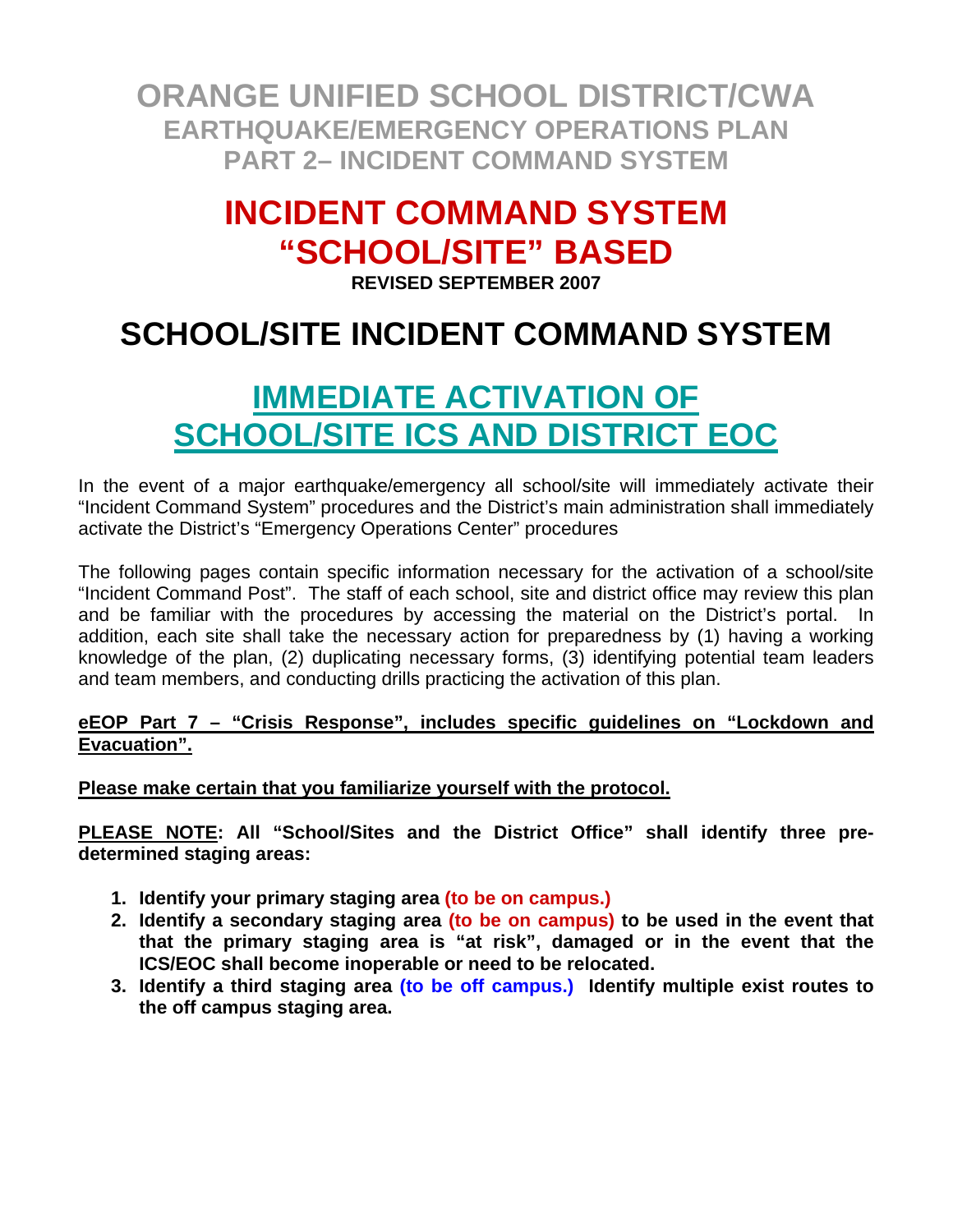# ORANGE UNIFIED SCHOOL DISTRICT/CWA

## EARTHQUAKE/EMERGENCY OPERATIONS PLAN

## PART 2– INCIDENT COMMAND SYSTEM

# INCIDENT COMMAND SYSTEM "SCHOOL/SITE" BASED

**REVISED SEPTEMBER 2007**

# SCHOOL/SITE INCIDENT COMMAND SYSTEM

# IMMEDIATE ACTIVATION OF SCHOOL/SITE ICS AND DISTRICT EOC

In the event of a major earthquake/emergency all school/site will immediately activate their "Incident Command System" procedures and the District's main administration shall immediately activate the District's "Emergency Operations Center" procedures

The following pages contain specific information necessary for the activation of a school/site "Incident Command Post". The staff of each school, site and district office may review this plan and be familiar with the procedures by accessing the material on the District's portal. In addition, each site shall take the necessary action for preparedness by (1) having a working knowledge of the plan, (2) duplicating necessary forms, (3) identifying potential team leaders and team members, and conducting drills practicing the activation of this plan.

**eEOP Part 7 – "Crisis Response", includes specific guidelines on "Lockdown and Evacuation".**

**Please make certain that you familiarize yourself with the protocol.**

**PLEASE NOTE: All "School/Sites and the District Office" shall identify three pre-determined staging areas:**

1. **Identify your primary staging area (to be on campus.)**
2. **Identify a secondary staging area (to be on campus) to be used in the event that that the primary staging area is "at risk", damaged or in the event that the ICS/EOC shall become inoperable or need to be relocated.**
3. **Identify a third staging area (to be off campus.) Identify multiple exist routes to the off campus staging area.**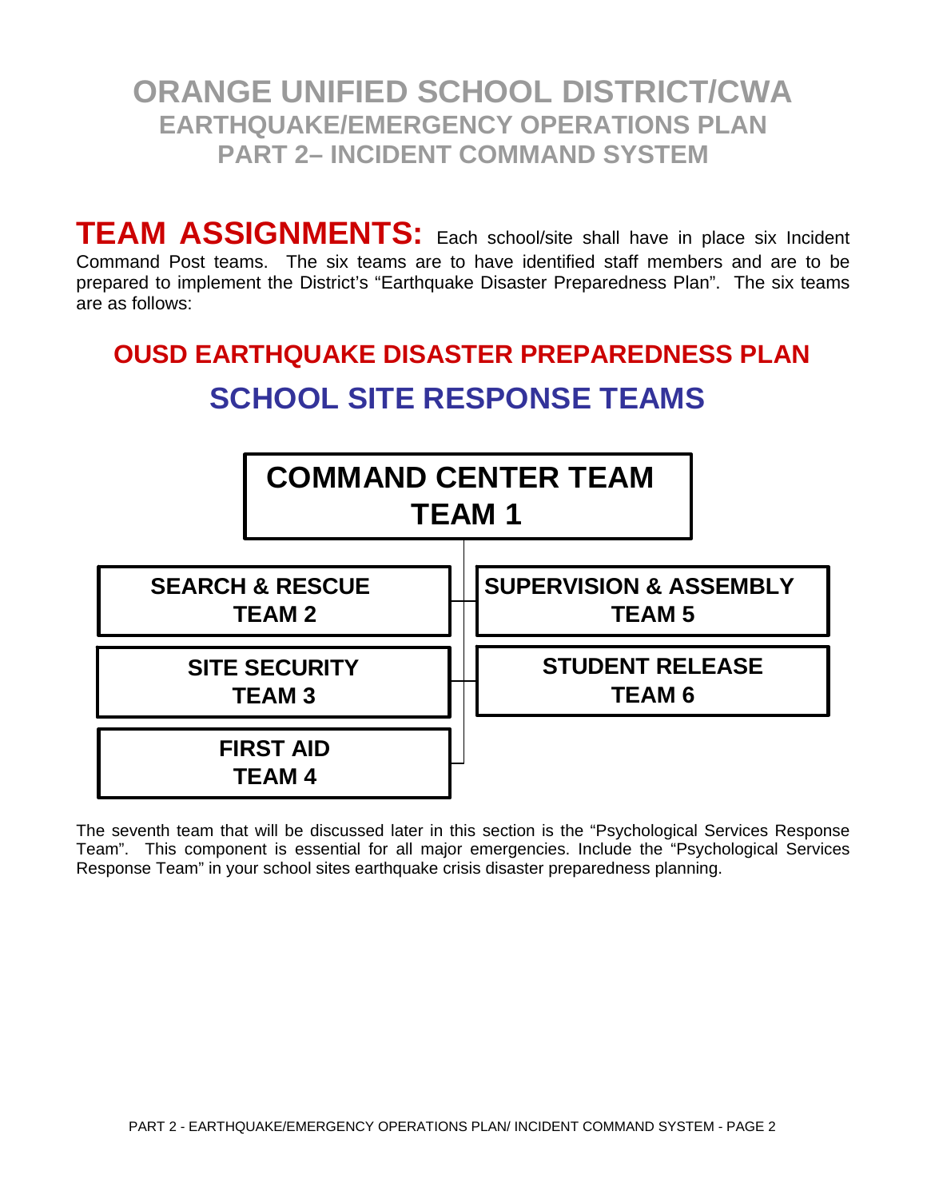# ORANGE UNIFIED SCHOOL DISTRICT/CWA
## EARTHQUAKE/EMERGENCY OPERATIONS PLAN
## PART 2– INCIDENT COMMAND SYSTEM

**TEAM ASSIGNMENTS:** Each school/site shall have in place six Incident Command Post teams. The six teams are to have identified staff members and are to be prepared to implement the District's "Earthquake Disaster Preparedness Plan". The six teams are as follows:

## OUSD EARTHQUAKE DISASTER PREPAREDNESS PLAN

## SCHOOL SITE RESPONSE TEAMS

**COMMAND CENTER TEAM**
**TEAM 1**

- **SEARCH & RESCUE** — **TEAM 2**
- **SITE SECURITY** — **TEAM 3**
- **FIRST AID** — **TEAM 4**
- **SUPERVISION & ASSEMBLY** — **TEAM 5**
- **STUDENT RELEASE** — **TEAM 6**

The seventh team that will be discussed later in this section is the "Psychological Services Response Team". This component is essential for all major emergencies. Include the "Psychological Services Response Team" in your school sites earthquake crisis disaster preparedness planning.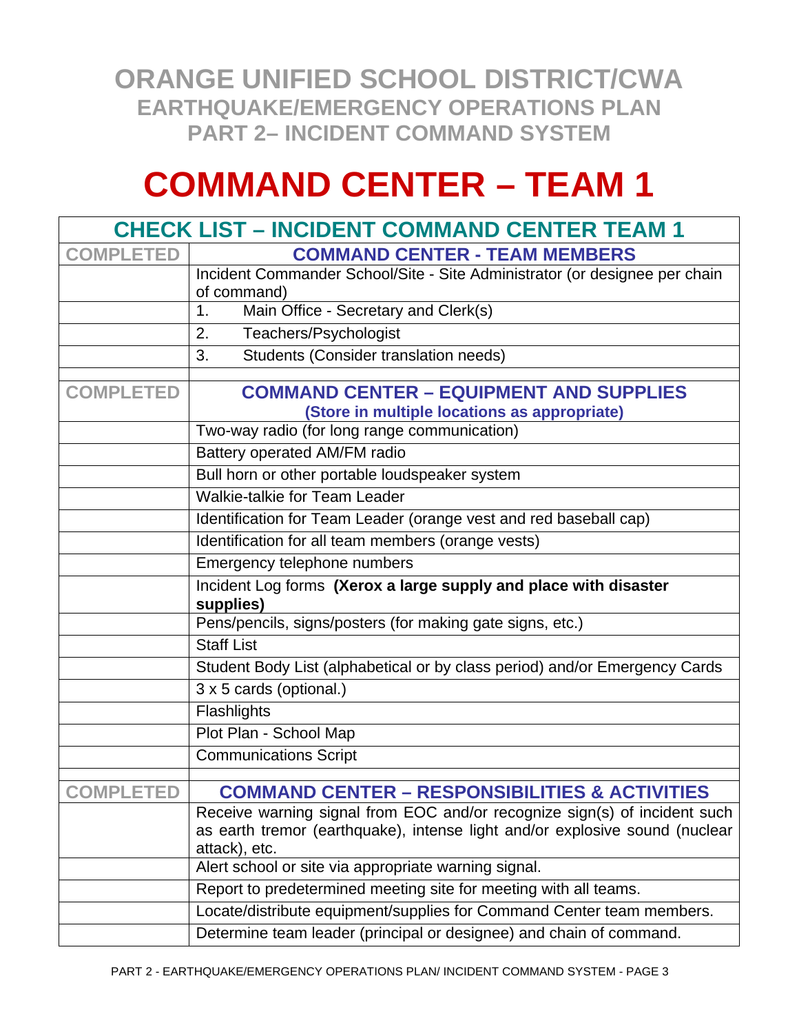# ORANGE UNIFIED SCHOOL DISTRICT/CWA
## EARTHQUAKE/EMERGENCY OPERATIONS PLAN
## PART 2– INCIDENT COMMAND SYSTEM

# COMMAND CENTER – TEAM 1

| CHECK LIST – INCIDENT COMMAND CENTER TEAM 1 | |
|---|---|
| **COMPLETED** | **COMMAND CENTER - TEAM MEMBERS** |
| | Incident Commander School/Site - Site Administrator (or designee per chain of command) |
| | 1. Main Office - Secretary and Clerk(s) |
| | 2. Teachers/Psychologist |
| | 3. Students (Consider translation needs) |
| | |
| **COMPLETED** | **COMMAND CENTER – EQUIPMENT AND SUPPLIES** **(Store in multiple locations as appropriate)** |
| | Two-way radio (for long range communication) |
| | Battery operated AM/FM radio |
| | Bull horn or other portable loudspeaker system |
| | Walkie-talkie for Team Leader |
| | Identification for Team Leader (orange vest and red baseball cap) |
| | Identification for all team members (orange vests) |
| | Emergency telephone numbers |
| | Incident Log forms **(Xerox a large supply and place with disaster supplies)** |
| | Pens/pencils, signs/posters (for making gate signs, etc.) |
| | Staff List |
| | Student Body List (alphabetical or by class period) and/or Emergency Cards |
| | 3 x 5 cards (optional.) |
| | Flashlights |
| | Plot Plan - School Map |
| | Communications Script |
| | |
| **COMPLETED** | **COMMAND CENTER – RESPONSIBILITIES & ACTIVITIES** |
| | Receive warning signal from EOC and/or recognize sign(s) of incident such as earth tremor (earthquake), intense light and/or explosive sound (nuclear attack), etc. |
| | Alert school or site via appropriate warning signal. |
| | Report to predetermined meeting site for meeting with all teams. |
| | Locate/distribute equipment/supplies for Command Center team members. |
| | Determine team leader (principal or designee) and chain of command. |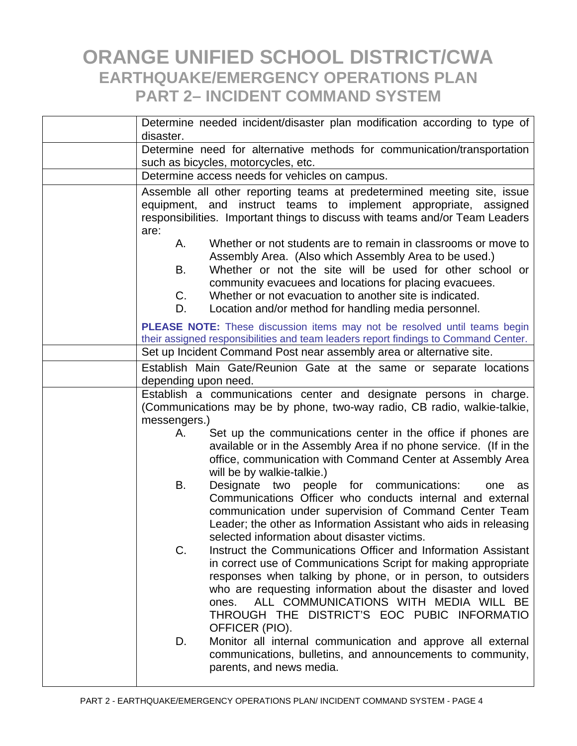| | |
|---|---|
| | Determine needed incident/disaster plan modification according to type of disaster. |
| | Determine need for alternative methods for communication/transportation such as bicycles, motorcycles, etc. |
| | Determine access needs for vehicles on campus. |
| | Assemble all other reporting teams at predetermined meeting site, issue equipment, and instruct teams to implement appropriate, assigned responsibilities. Important things to discuss with teams and/or Team Leaders are:<br>A. Whether or not students are to remain in classrooms or move to Assembly Area. (Also which Assembly Area to be used.)<br>B. Whether or not the site will be used for other school or community evacuees and locations for placing evacuees.<br>C. Whether or not evacuation to another site is indicated.<br>D. Location and/or method for handling media personnel.<br><br>**PLEASE NOTE:** These discussion items may not be resolved until teams begin their assigned responsibilities and team leaders report findings to Command Center. |
| | Set up Incident Command Post near assembly area or alternative site. |
| | Establish Main Gate/Reunion Gate at the same or separate locations depending upon need. |
| | Establish a communications center and designate persons in charge. (Communications may be by phone, two-way radio, CB radio, walkie-talkie, messengers.)<br>A. Set up the communications center in the office if phones are available or in the Assembly Area if no phone service. (If in the office, communication with Command Center at Assembly Area will be by walkie-talkie.)<br>B. Designate two people for communications: one as Communications Officer who conducts internal and external communication under supervision of Command Center Team Leader; the other as Information Assistant who aids in releasing selected information about disaster victims.<br>C. Instruct the Communications Officer and Information Assistant in correct use of Communications Script for making appropriate responses when talking by phone, or in person, to outsiders who are requesting information about the disaster and loved ones. ALL COMMUNICATIONS WITH MEDIA WILL BE THROUGH THE DISTRICT'S EOC PUBIC INFORMATIO OFFICER (PIO).<br>D. Monitor all internal communication and approve all external communications, bulletins, and announcements to community, parents, and news media. |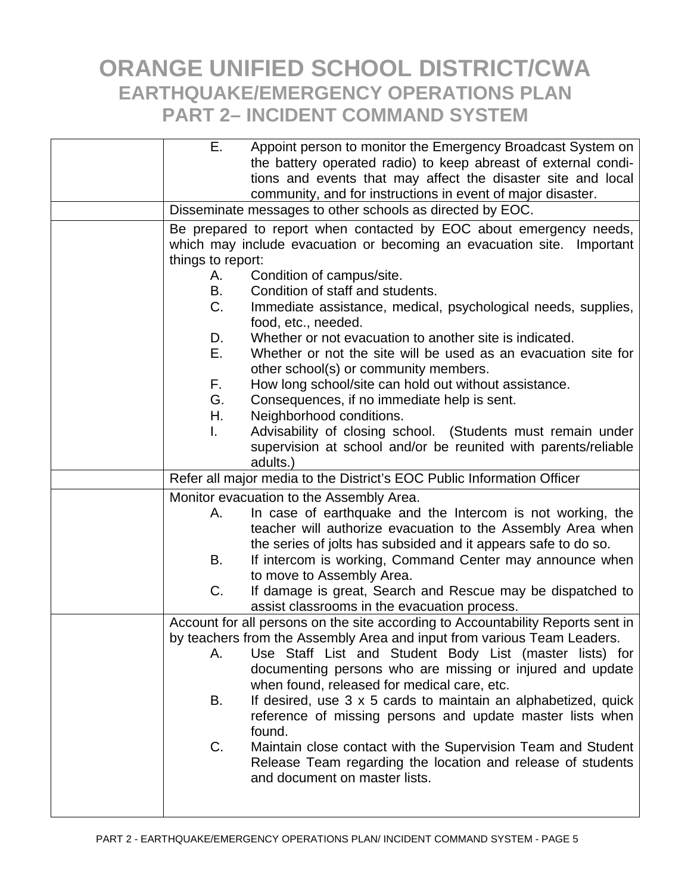# ORANGE UNIFIED SCHOOL DISTRICT/CWA
## EARTHQUAKE/EMERGENCY OPERATIONS PLAN
## PART 2– INCIDENT COMMAND SYSTEM

| | |
|---|---|
| | E. Appoint person to monitor the Emergency Broadcast System on the battery operated radio) to keep abreast of external conditions and events that may affect the disaster site and local community, and for instructions in event of major disaster. |
| | Disseminate messages to other schools as directed by EOC. |
| | Be prepared to report when contacted by EOC about emergency needs, which may include evacuation or becoming an evacuation site. Important things to report:<br>A. Condition of campus/site.<br>B. Condition of staff and students.<br>C. Immediate assistance, medical, psychological needs, supplies, food, etc., needed.<br>D. Whether or not evacuation to another site is indicated.<br>E. Whether or not the site will be used as an evacuation site for other school(s) or community members.<br>F. How long school/site can hold out without assistance.<br>G. Consequences, if no immediate help is sent.<br>H. Neighborhood conditions.<br>I. Advisability of closing school. (Students must remain under supervision at school and/or be reunited with parents/reliable adults.) |
| | Refer all major media to the District's EOC Public Information Officer |
| | Monitor evacuation to the Assembly Area.<br>A. In case of earthquake and the Intercom is not working, the teacher will authorize evacuation to the Assembly Area when the series of jolts has subsided and it appears safe to do so.<br>B. If intercom is working, Command Center may announce when to move to Assembly Area.<br>C. If damage is great, Search and Rescue may be dispatched to assist classrooms in the evacuation process. |
| | Account for all persons on the site according to Accountability Reports sent in by teachers from the Assembly Area and input from various Team Leaders.<br>A. Use Staff List and Student Body List (master lists) for documenting persons who are missing or injured and update when found, released for medical care, etc.<br>B. If desired, use 3 x 5 cards to maintain an alphabetized, quick reference of missing persons and update master lists when found.<br>C. Maintain close contact with the Supervision Team and Student Release Team regarding the location and release of students and document on master lists. |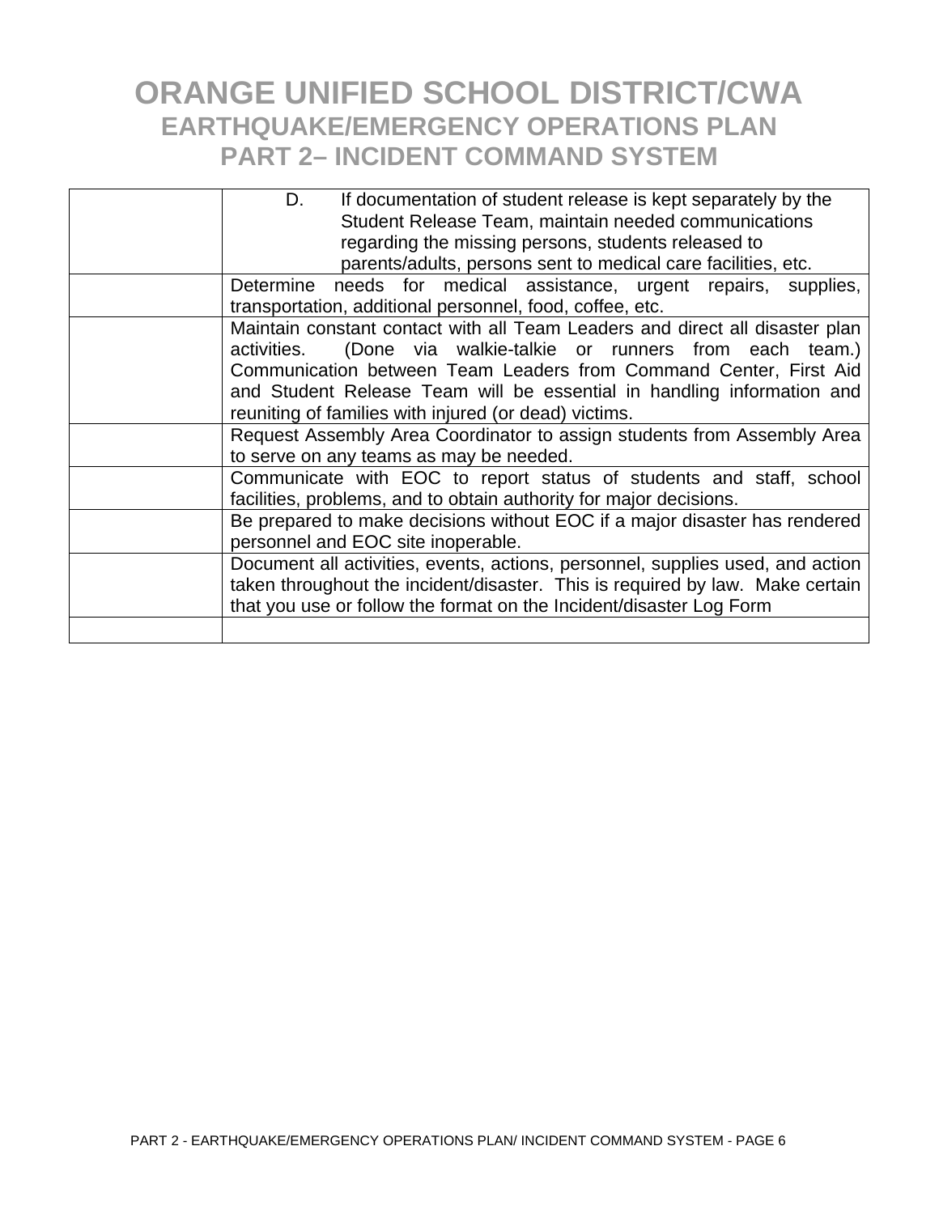# ORANGE UNIFIED SCHOOL DISTRICT/CWA
## EARTHQUAKE/EMERGENCY OPERATIONS PLAN
## PART 2– INCIDENT COMMAND SYSTEM

| | |
|---|---|
| | D. If documentation of student release is kept separately by the Student Release Team, maintain needed communications regarding the missing persons, students released to parents/adults, persons sent to medical care facilities, etc. |
| | Determine needs for medical assistance, urgent repairs, supplies, transportation, additional personnel, food, coffee, etc. |
| | Maintain constant contact with all Team Leaders and direct all disaster plan activities. (Done via walkie-talkie or runners from each team.) Communication between Team Leaders from Command Center, First Aid and Student Release Team will be essential in handling information and reuniting of families with injured (or dead) victims. |
| | Request Assembly Area Coordinator to assign students from Assembly Area to serve on any teams as may be needed. |
| | Communicate with EOC to report status of students and staff, school facilities, problems, and to obtain authority for major decisions. |
| | Be prepared to make decisions without EOC if a major disaster has rendered personnel and EOC site inoperable. |
| | Document all activities, events, actions, personnel, supplies used, and action taken throughout the incident/disaster. This is required by law. Make certain that you use or follow the format on the Incident/disaster Log Form |
| | |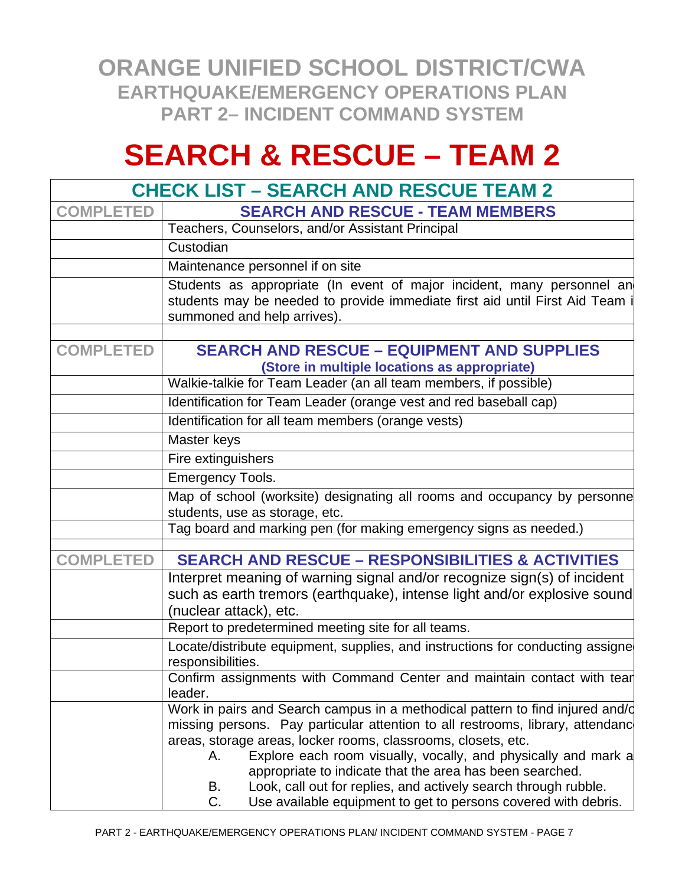# ORANGE UNIFIED SCHOOL DISTRICT/CWA
## EARTHQUAKE/EMERGENCY OPERATIONS PLAN
## PART 2– INCIDENT COMMAND SYSTEM

# SEARCH & RESCUE – TEAM 2

| CHECK LIST – SEARCH AND RESCUE TEAM 2 | |
|---|---|
| **COMPLETED** | **SEARCH AND RESCUE - TEAM MEMBERS** |
| | Teachers, Counselors, and/or Assistant Principal |
| | Custodian |
| | Maintenance personnel if on site |
| | Students as appropriate (In event of major incident, many personnel and students may be needed to provide immediate first aid until First Aid Team is summoned and help arrives). |
| | |
| **COMPLETED** | **SEARCH AND RESCUE – EQUIPMENT AND SUPPLIES** **(Store in multiple locations as appropriate)** |
| | Walkie-talkie for Team Leader (an all team members, if possible) |
| | Identification for Team Leader (orange vest and red baseball cap) |
| | Identification for all team members (orange vests) |
| | Master keys |
| | Fire extinguishers |
| | Emergency Tools. |
| | Map of school (worksite) designating all rooms and occupancy by personnel, students, use as storage, etc. |
| | Tag board and marking pen (for making emergency signs as needed.) |
| | |
| **COMPLETED** | **SEARCH AND RESCUE – RESPONSIBILITIES & ACTIVITIES** |
| | Interpret meaning of warning signal and/or recognize sign(s) of incident such as earth tremors (earthquake), intense light and/or explosive sound (nuclear attack), etc. |
| | Report to predetermined meeting site for all teams. |
| | Locate/distribute equipment, supplies, and instructions for conducting assigned responsibilities. |
| | Confirm assignments with Command Center and maintain contact with team leader. |
| | Work in pairs and Search campus in a methodical pattern to find injured and/or missing persons. Pay particular attention to all restrooms, library, attendance areas, storage areas, locker rooms, classrooms, closets, etc. <br> A. Explore each room visually, vocally, and physically and mark as appropriate to indicate that the area has been searched. <br> B. Look, call out for replies, and actively search through rubble. <br> C. Use available equipment to get to persons covered with debris. |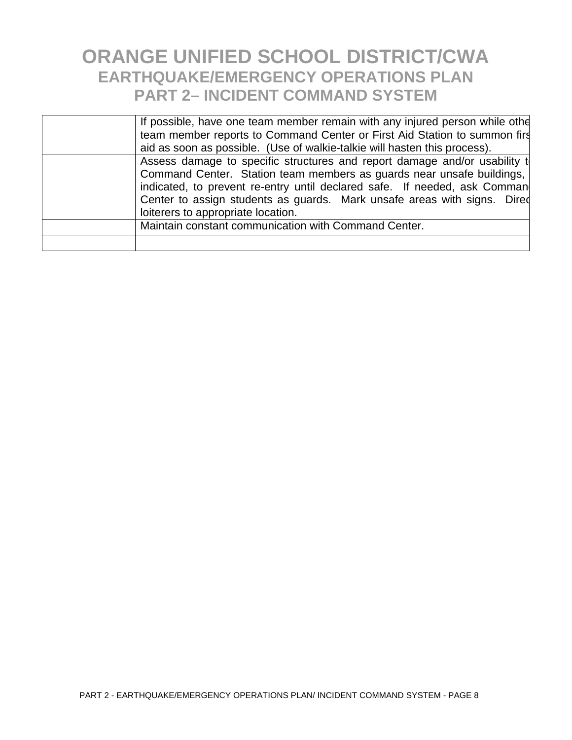# ORANGE UNIFIED SCHOOL DISTRICT/CWA
## EARTHQUAKE/EMERGENCY OPERATIONS PLAN
## PART 2– INCIDENT COMMAND SYSTEM

| | |
|---|---|
| | If possible, have one team member remain with any injured person while othe team member reports to Command Center or First Aid Station to summon firs aid as soon as possible. (Use of walkie-talkie will hasten this process). |
| | Assess damage to specific structures and report damage and/or usability t Command Center. Station team members as guards near unsafe buildings, indicated, to prevent re-entry until declared safe. If needed, ask Comman Center to assign students as guards. Mark unsafe areas with signs. Direc loiterers to appropriate location. |
| | Maintain constant communication with Command Center. |
| | |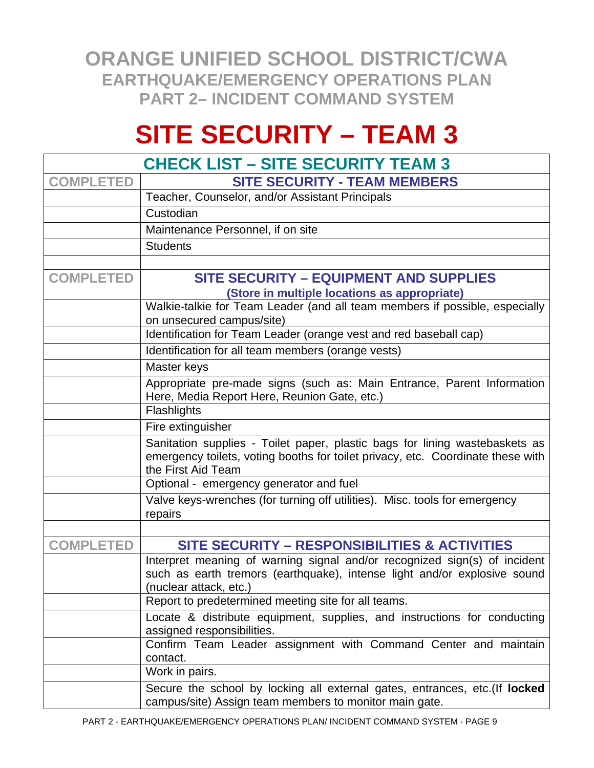# ORANGE UNIFIED SCHOOL DISTRICT/CWA
## EARTHQUAKE/EMERGENCY OPERATIONS PLAN
## PART 2– INCIDENT COMMAND SYSTEM

# SITE SECURITY – TEAM 3

| CHECK LIST – SITE SECURITY TEAM 3 | |
|---|---|
| **COMPLETED** | **SITE SECURITY - TEAM MEMBERS** |
| | Teacher, Counselor, and/or Assistant Principals |
| | Custodian |
| | Maintenance Personnel, if on site |
| | Students |
| | |
| **COMPLETED** | **SITE SECURITY – EQUIPMENT AND SUPPLIES** **(Store in multiple locations as appropriate)** |
| | Walkie-talkie for Team Leader (and all team members if possible, especially on unsecured campus/site) |
| | Identification for Team Leader (orange vest and red baseball cap) |
| | Identification for all team members (orange vests) |
| | Master keys |
| | Appropriate pre-made signs (such as: Main Entrance, Parent Information Here, Media Report Here, Reunion Gate, etc.) |
| | Flashlights |
| | Fire extinguisher |
| | Sanitation supplies - Toilet paper, plastic bags for lining wastebaskets as emergency toilets, voting booths for toilet privacy, etc. Coordinate these with the First Aid Team |
| | Optional - emergency generator and fuel |
| | Valve keys-wrenches (for turning off utilities). Misc. tools for emergency repairs |
| | |
| **COMPLETED** | **SITE SECURITY – RESPONSIBILITIES & ACTIVITIES** |
| | Interpret meaning of warning signal and/or recognized sign(s) of incident such as earth tremors (earthquake), intense light and/or explosive sound (nuclear attack, etc.) |
| | Report to predetermined meeting site for all teams. |
| | Locate & distribute equipment, supplies, and instructions for conducting assigned responsibilities. |
| | Confirm Team Leader assignment with Command Center and maintain contact. |
| | Work in pairs. |
| | Secure the school by locking all external gates, entrances, etc.(If **locked** campus/site) Assign team members to monitor main gate. |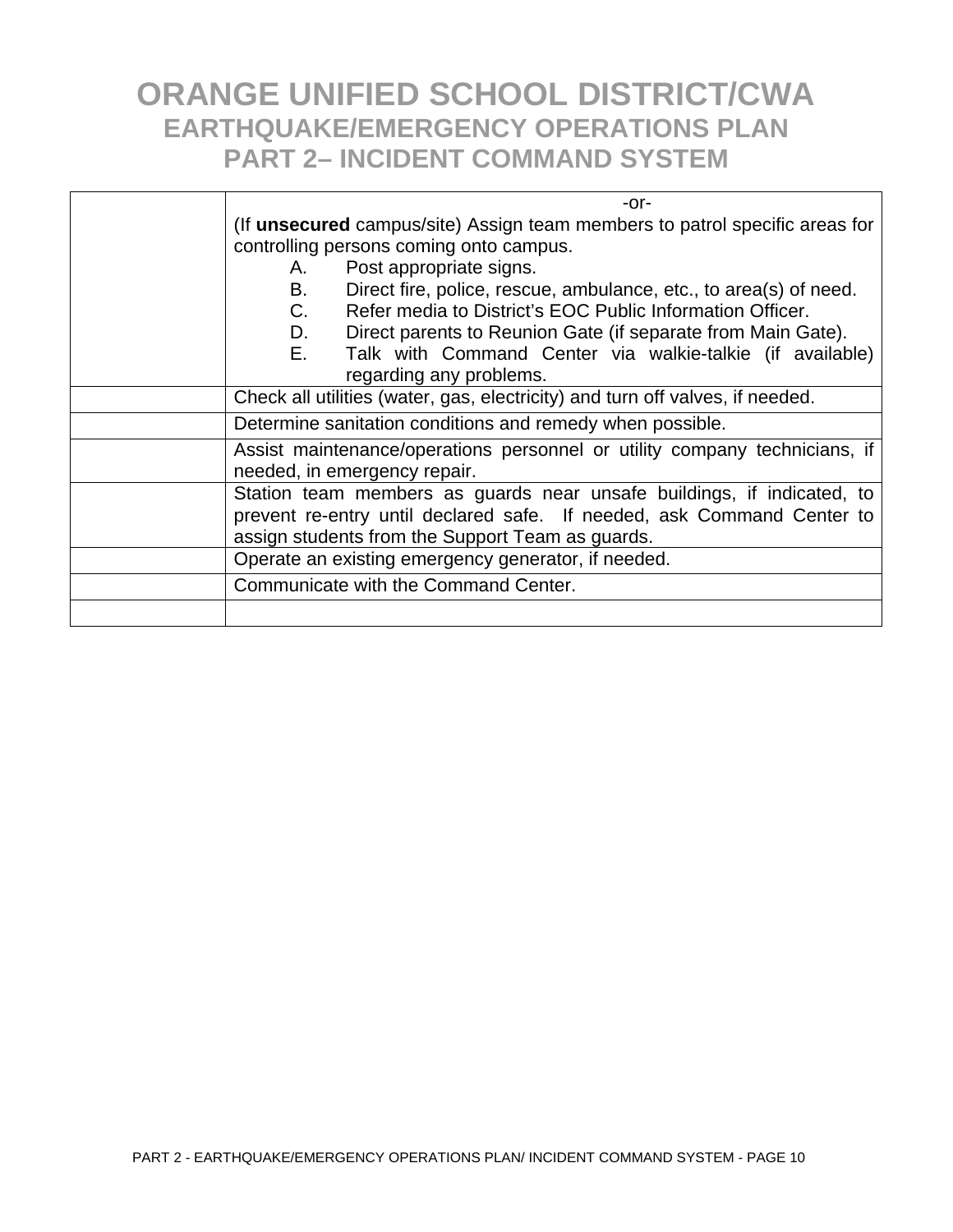# ORANGE UNIFIED SCHOOL DISTRICT/CWA
## EARTHQUAKE/EMERGENCY OPERATIONS PLAN
## PART 2– INCIDENT COMMAND SYSTEM

| | |
|---|---|
| | -or-<br>(If **unsecured** campus/site) Assign team members to patrol specific areas for controlling persons coming onto campus.<br>A. Post appropriate signs.<br>B. Direct fire, police, rescue, ambulance, etc., to area(s) of need.<br>C. Refer media to District's EOC Public Information Officer.<br>D. Direct parents to Reunion Gate (if separate from Main Gate).<br>E. Talk with Command Center via walkie-talkie (if available) regarding any problems. |
| | Check all utilities (water, gas, electricity) and turn off valves, if needed. |
| | Determine sanitation conditions and remedy when possible. |
| | Assist maintenance/operations personnel or utility company technicians, if needed, in emergency repair. |
| | Station team members as guards near unsafe buildings, if indicated, to prevent re-entry until declared safe. If needed, ask Command Center to assign students from the Support Team as guards. |
| | Operate an existing emergency generator, if needed. |
| | Communicate with the Command Center. |
| | |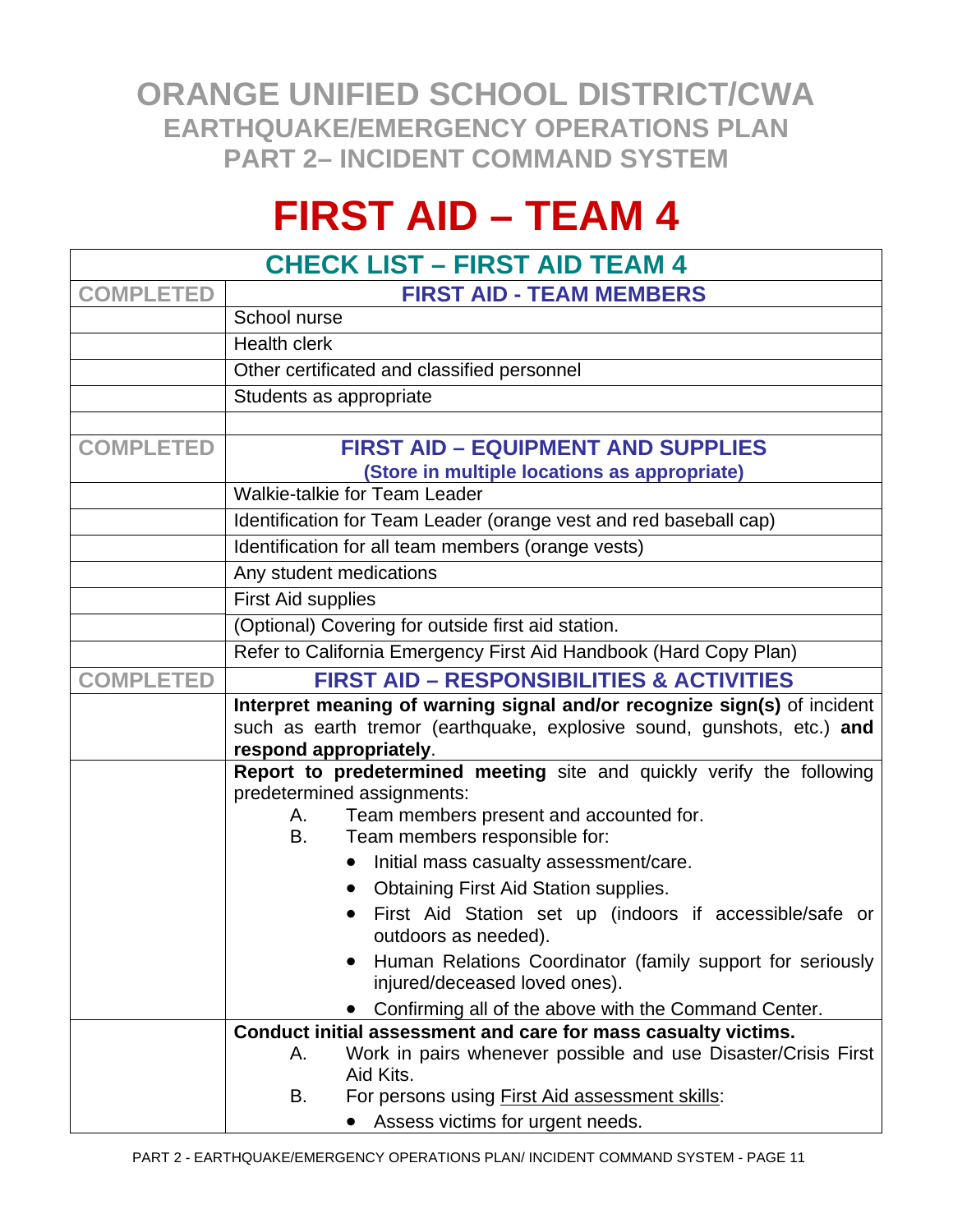# ORANGE UNIFIED SCHOOL DISTRICT/CWA
## EARTHQUAKE/EMERGENCY OPERATIONS PLAN
## PART 2– INCIDENT COMMAND SYSTEM

# FIRST AID – TEAM 4

| CHECK LIST – FIRST AID TEAM 4 | |
|---|---|
| **COMPLETED** | **FIRST AID - TEAM MEMBERS** |
| | School nurse |
| | Health clerk |
| | Other certificated and classified personnel |
| | Students as appropriate |
| | |
| **COMPLETED** | **FIRST AID – EQUIPMENT AND SUPPLIES** **(Store in multiple locations as appropriate)** |
| | Walkie-talkie for Team Leader |
| | Identification for Team Leader (orange vest and red baseball cap) |
| | Identification for all team members (orange vests) |
| | Any student medications |
| | First Aid supplies |
| | (Optional) Covering for outside first aid station. |
| | Refer to California Emergency First Aid Handbook (Hard Copy Plan) |
| **COMPLETED** | **FIRST AID – RESPONSIBILITIES & ACTIVITIES** |
| | **Interpret meaning of warning signal and/or recognize sign(s)** of incident such as earth tremor (earthquake, explosive sound, gunshots, etc.) **and respond appropriately**. |
| | **Report to predetermined meeting** site and quickly verify the following predetermined assignments:<br>A. Team members present and accounted for.<br>B. Team members responsible for:<br>• Initial mass casualty assessment/care.<br>• Obtaining First Aid Station supplies.<br>• First Aid Station set up (indoors if accessible/safe or outdoors as needed).<br>• Human Relations Coordinator (family support for seriously injured/deceased loved ones).<br>• Confirming all of the above with the Command Center. |
| | **Conduct initial assessment and care for mass casualty victims.**<br>A. Work in pairs whenever possible and use Disaster/Crisis First Aid Kits.<br>B. For persons using First Aid assessment skills:<br>• Assess victims for urgent needs. |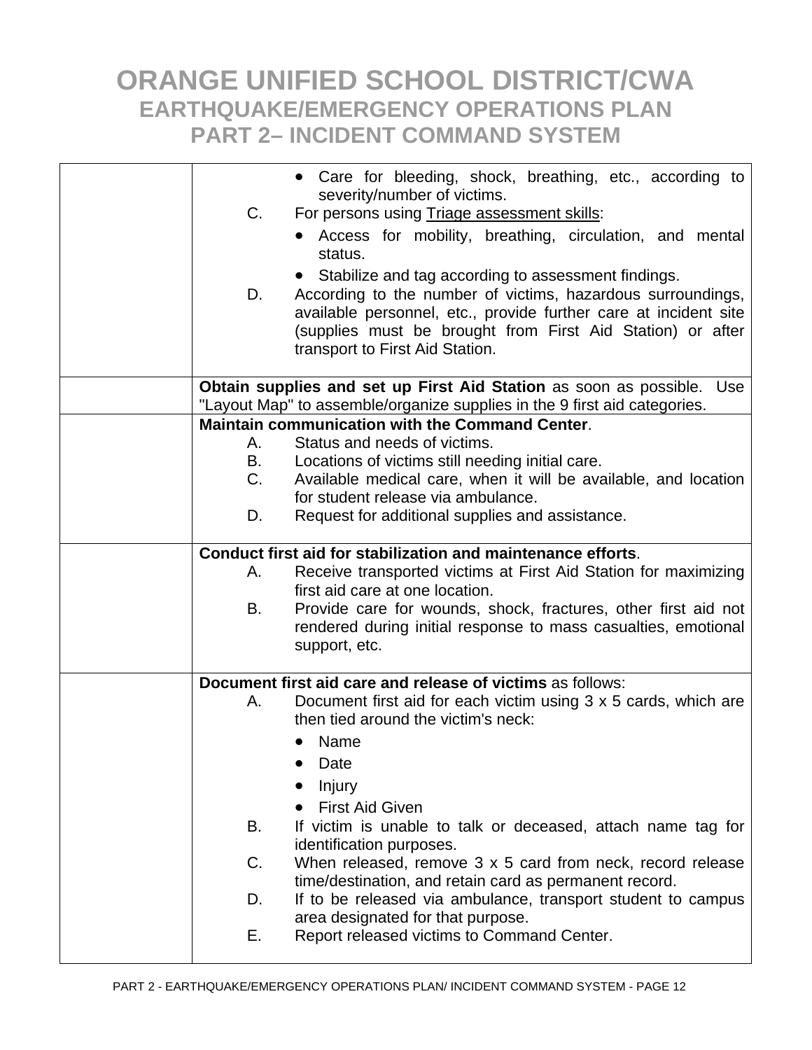# ORANGE UNIFIED SCHOOL DISTRICT/CWA
## EARTHQUAKE/EMERGENCY OPERATIONS PLAN
## PART 2– INCIDENT COMMAND SYSTEM

| | |
|---|---|
| | • Care for bleeding, shock, breathing, etc., according to severity/number of victims.<br>C. For persons using Triage assessment skills:<br>• Access for mobility, breathing, circulation, and mental status.<br>• Stabilize and tag according to assessment findings.<br>D. According to the number of victims, hazardous surroundings, available personnel, etc., provide further care at incident site (supplies must be brought from First Aid Station) or after transport to First Aid Station. |
| | **Obtain supplies and set up First Aid Station** as soon as possible. Use "Layout Map" to assemble/organize supplies in the 9 first aid categories. |
| | **Maintain communication with the Command Center**.<br>A. Status and needs of victims.<br>B. Locations of victims still needing initial care.<br>C. Available medical care, when it will be available, and location for student release via ambulance.<br>D. Request for additional supplies and assistance. |
| | **Conduct first aid for stabilization and maintenance efforts**.<br>A. Receive transported victims at First Aid Station for maximizing first aid care at one location.<br>B. Provide care for wounds, shock, fractures, other first aid not rendered during initial response to mass casualties, emotional support, etc. |
| | **Document first aid care and release of victims** as follows:<br>A. Document first aid for each victim using 3 x 5 cards, which are then tied around the victim's neck:<br>• Name<br>• Date<br>• Injury<br>• First Aid Given<br>B. If victim is unable to talk or deceased, attach name tag for identification purposes.<br>C. When released, remove 3 x 5 card from neck, record release time/destination, and retain card as permanent record.<br>D. If to be released via ambulance, transport student to campus area designated for that purpose.<br>E. Report released victims to Command Center. |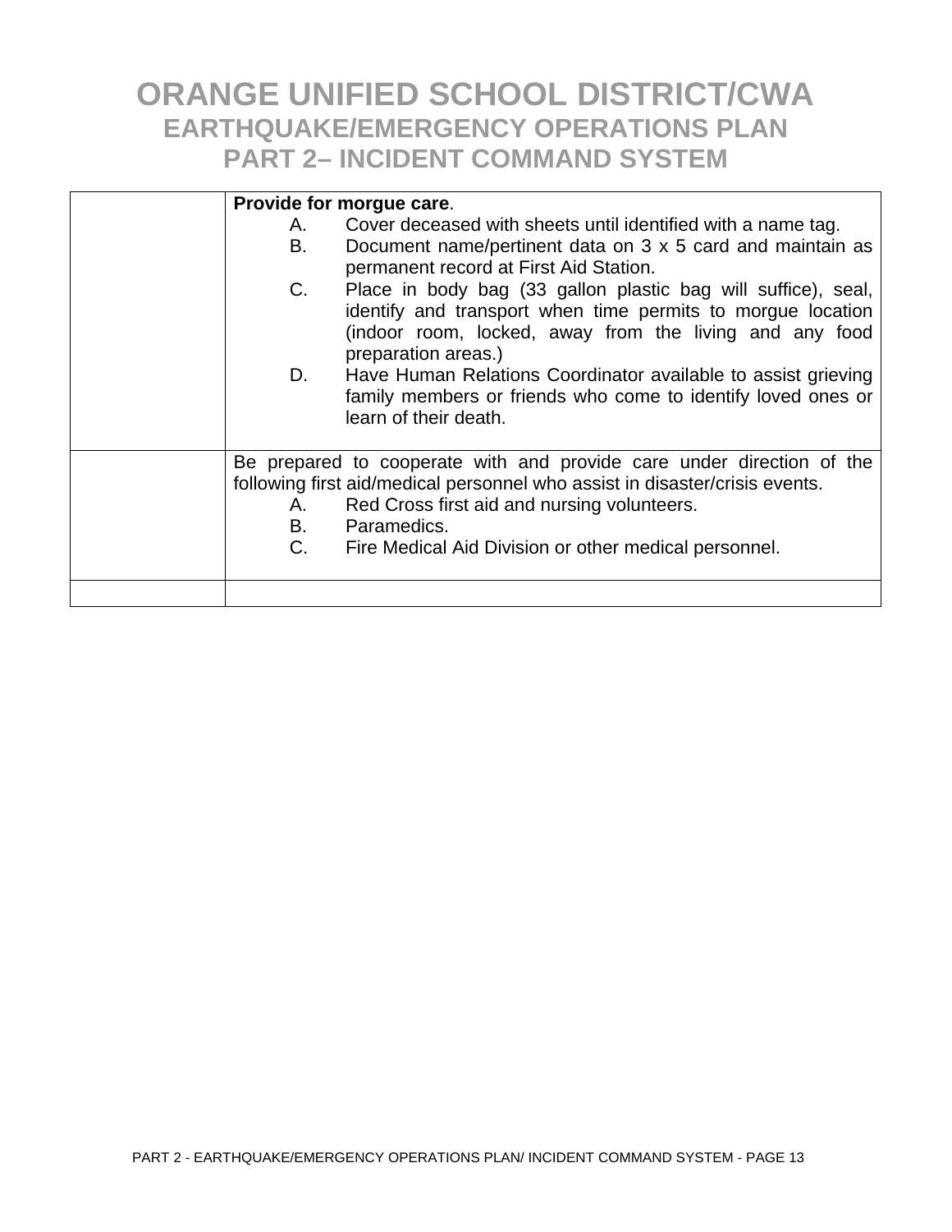| | |
|---|---|
| | **Provide for morgue care**.<br>A. Cover deceased with sheets until identified with a name tag.<br>B. Document name/pertinent data on 3 x 5 card and maintain as permanent record at First Aid Station.<br>C. Place in body bag (33 gallon plastic bag will suffice), seal, identify and transport when time permits to morgue location (indoor room, locked, away from the living and any food preparation areas.)<br>D. Have Human Relations Coordinator available to assist grieving family members or friends who come to identify loved ones or learn of their death. |
| | Be prepared to cooperate with and provide care under direction of the following first aid/medical personnel who assist in disaster/crisis events.<br>A. Red Cross first aid and nursing volunteers.<br>B. Paramedics.<br>C. Fire Medical Aid Division or other medical personnel. |
| | |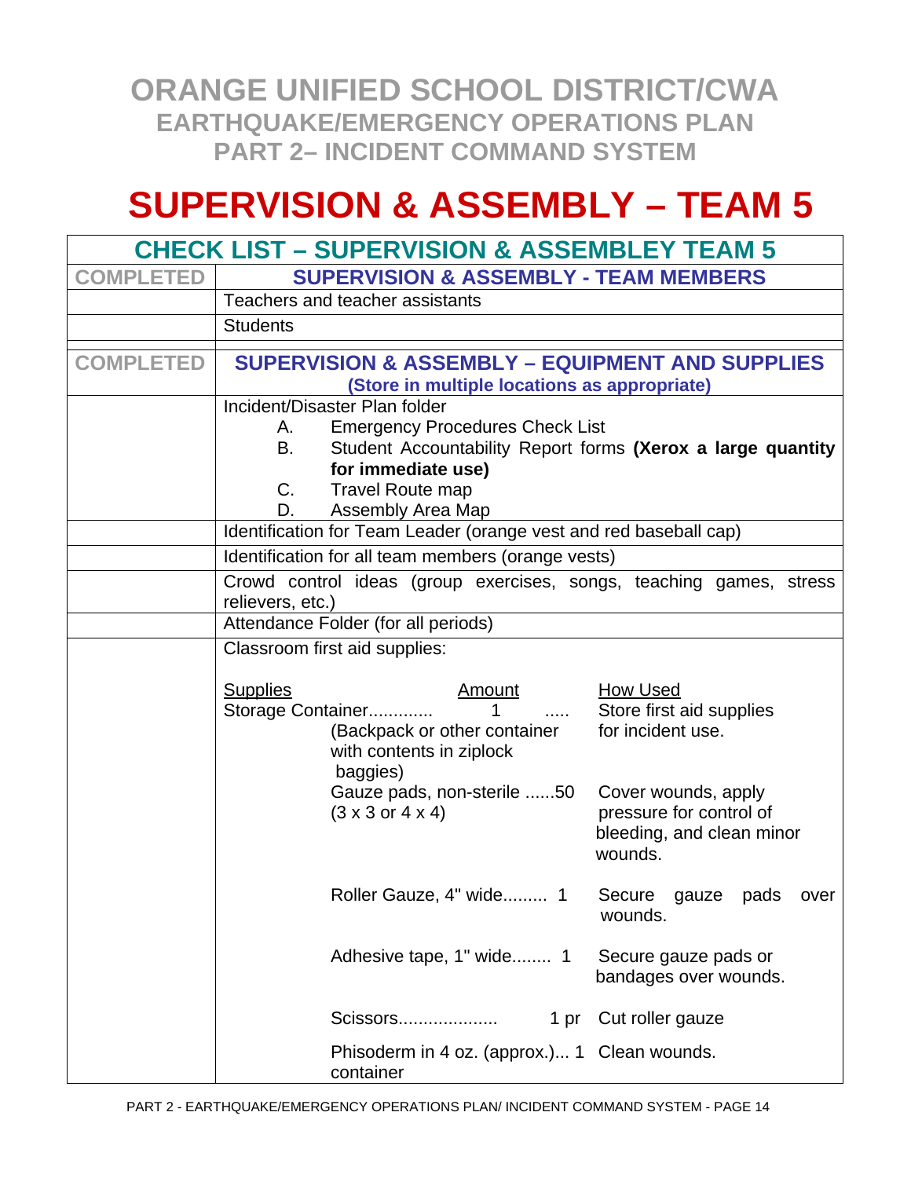# ORANGE UNIFIED SCHOOL DISTRICT/CWA

## EARTHQUAKE/EMERGENCY OPERATIONS PLAN

## PART 2– INCIDENT COMMAND SYSTEM

# SUPERVISION & ASSEMBLY – TEAM 5

| CHECK LIST – SUPERVISION & ASSEMBLEY TEAM 5 | |
|---|---|
| **COMPLETED** | **SUPERVISION & ASSEMBLY - TEAM MEMBERS** |
| | Teachers and teacher assistants |
| | Students |
| **COMPLETED** | **SUPERVISION & ASSEMBLY – EQUIPMENT AND SUPPLIES** **(Store in multiple locations as appropriate)** |
| | Incident/Disaster Plan folder<br>A. Emergency Procedures Check List<br>B. Student Accountability Report forms **(Xerox a large quantity for immediate use)**<br>C. Travel Route map<br>D. Assembly Area Map |
| | Identification for Team Leader (orange vest and red baseball cap) |
| | Identification for all team members (orange vests) |
| | Crowd control ideas (group exercises, songs, teaching games, stress relievers, etc.) |
| | Attendance Folder (for all periods) |
| | Classroom first aid supplies:<br><br>Supplies / Amount / How Used<br>Storage Container............ 1 ..... (Backpack or other container with contents in ziplock baggies) — Store first aid supplies for incident use.<br>Gauze pads, non-sterile ......50 (3 x 3 or 4 x 4) — Cover wounds, apply pressure for control of bleeding, and clean minor wounds.<br>Roller Gauze, 4" wide......... 1 — Secure gauze pads over wounds.<br>Adhesive tape, 1" wide........ 1 — Secure gauze pads or bandages over wounds.<br>Scissors................... 1 pr — Cut roller gauze<br>Phisoderm in 4 oz. (approx.)... 1 container — Clean wounds. |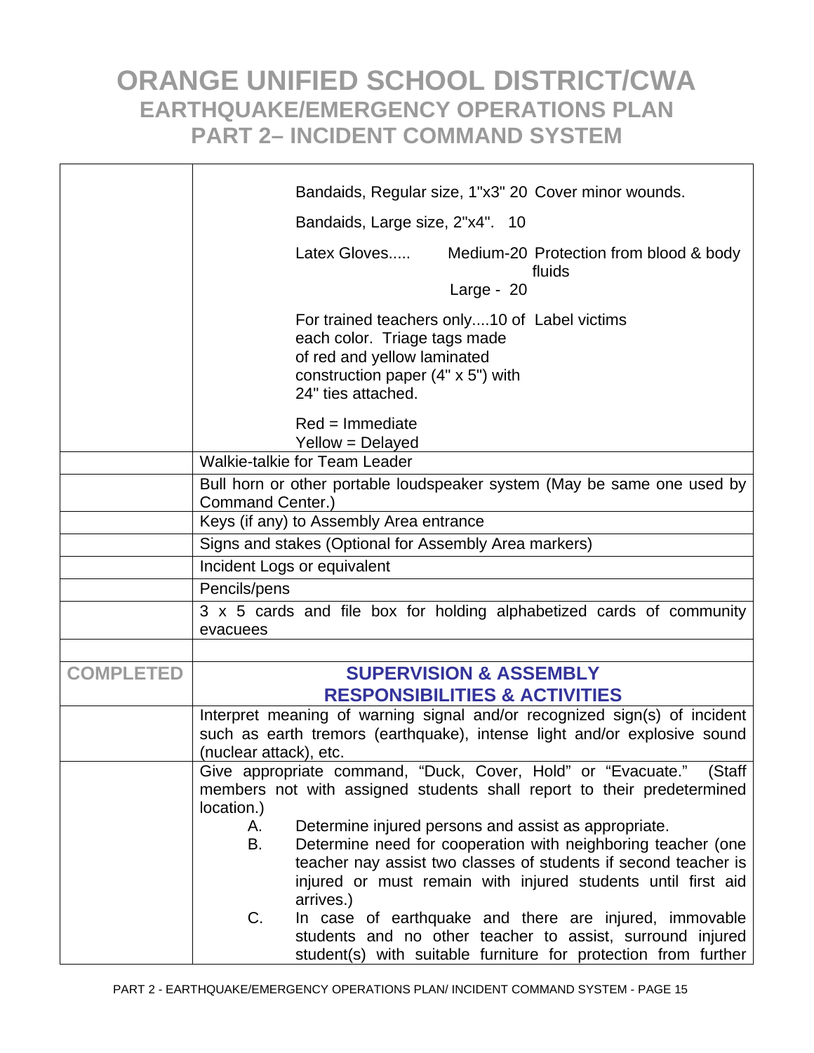| | |
|---|---|
| | Bandaids, Regular size, 1"x3" 20 Cover minor wounds.<br><br>Bandaids, Large size, 2"x4". 10<br><br>Latex Gloves..... Medium-20 Protection from blood & body fluids<br>Large - 20<br><br>For trained teachers only....10 of each color. Triage tags made of red and yellow laminated construction paper (4" x 5") with 24" ties attached. Label victims<br><br>Red = Immediate<br>Yellow = Delayed |
| | Walkie-talkie for Team Leader |
| | Bull horn or other portable loudspeaker system (May be same one used by Command Center.) |
| | Keys (if any) to Assembly Area entrance |
| | Signs and stakes (Optional for Assembly Area markers) |
| | Incident Logs or equivalent |
| | Pencils/pens |
| | 3 x 5 cards and file box for holding alphabetized cards of community evacuees |
| | |
| **COMPLETED** | **SUPERVISION & ASSEMBLY RESPONSIBILITIES & ACTIVITIES** |
| | Interpret meaning of warning signal and/or recognized sign(s) of incident such as earth tremors (earthquake), intense light and/or explosive sound (nuclear attack), etc. |
| | Give appropriate command, "Duck, Cover, Hold" or "Evacuate." (Staff members not with assigned students shall report to their predetermined location.)<br>A. Determine injured persons and assist as appropriate.<br>B. Determine need for cooperation with neighboring teacher (one teacher nay assist two classes of students if second teacher is injured or must remain with injured students until first aid arrives.)<br>C. In case of earthquake and there are injured, immovable students and no other teacher to assist, surround injured student(s) with suitable furniture for protection from further |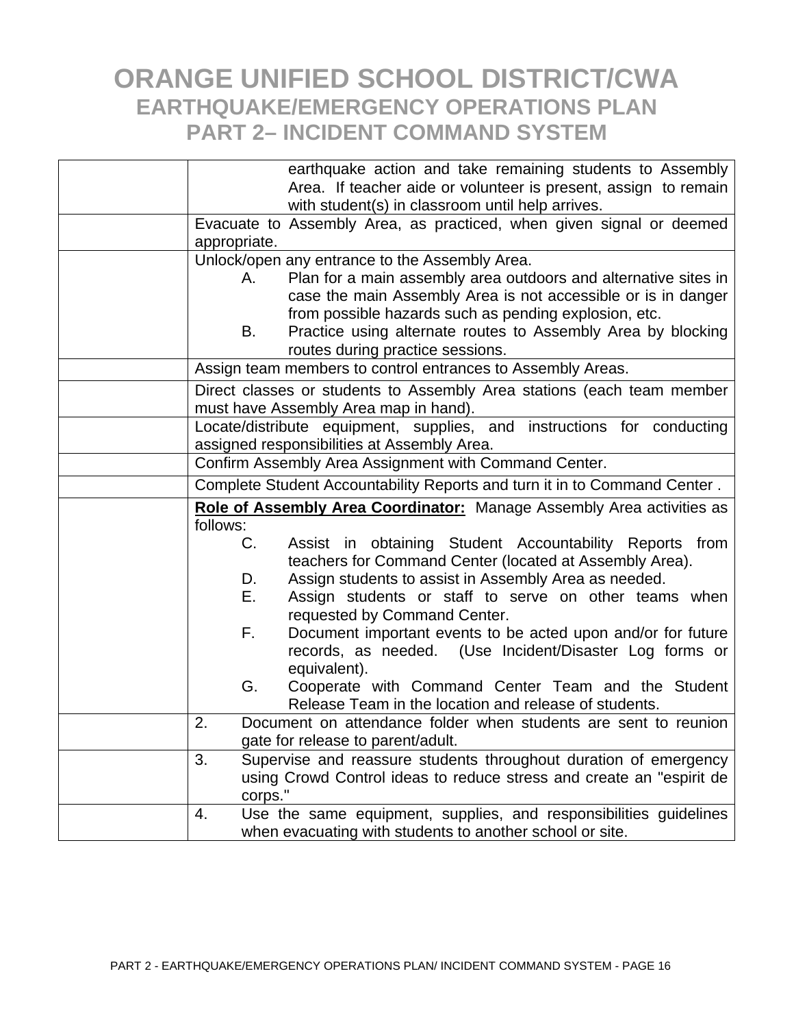# ORANGE UNIFIED SCHOOL DISTRICT/CWA

## EARTHQUAKE/EMERGENCY OPERATIONS PLAN

## PART 2– INCIDENT COMMAND SYSTEM

| | |
|---|---|
| | earthquake action and take remaining students to Assembly Area. If teacher aide or volunteer is present, assign to remain with student(s) in classroom until help arrives. |
| | Evacuate to Assembly Area, as practiced, when given signal or deemed appropriate. |
| | Unlock/open any entrance to the Assembly Area.<br>A. Plan for a main assembly area outdoors and alternative sites in case the main Assembly Area is not accessible or is in danger from possible hazards such as pending explosion, etc.<br>B. Practice using alternate routes to Assembly Area by blocking routes during practice sessions. |
| | Assign team members to control entrances to Assembly Areas. |
| | Direct classes or students to Assembly Area stations (each team member must have Assembly Area map in hand). |
| | Locate/distribute equipment, supplies, and instructions for conducting assigned responsibilities at Assembly Area. |
| | Confirm Assembly Area Assignment with Command Center. |
| | Complete Student Accountability Reports and turn it in to Command Center . |
| | **Role of Assembly Area Coordinator:** Manage Assembly Area activities as follows:<br>C. Assist in obtaining Student Accountability Reports from teachers for Command Center (located at Assembly Area).<br>D. Assign students to assist in Assembly Area as needed.<br>E. Assign students or staff to serve on other teams when requested by Command Center.<br>F. Document important events to be acted upon and/or for future records, as needed. (Use Incident/Disaster Log forms or equivalent).<br>G. Cooperate with Command Center Team and the Student Release Team in the location and release of students. |
| | 2. Document on attendance folder when students are sent to reunion gate for release to parent/adult. |
| | 3. Supervise and reassure students throughout duration of emergency using Crowd Control ideas to reduce stress and create an "espirit de corps." |
| | 4. Use the same equipment, supplies, and responsibilities guidelines when evacuating with students to another school or site. |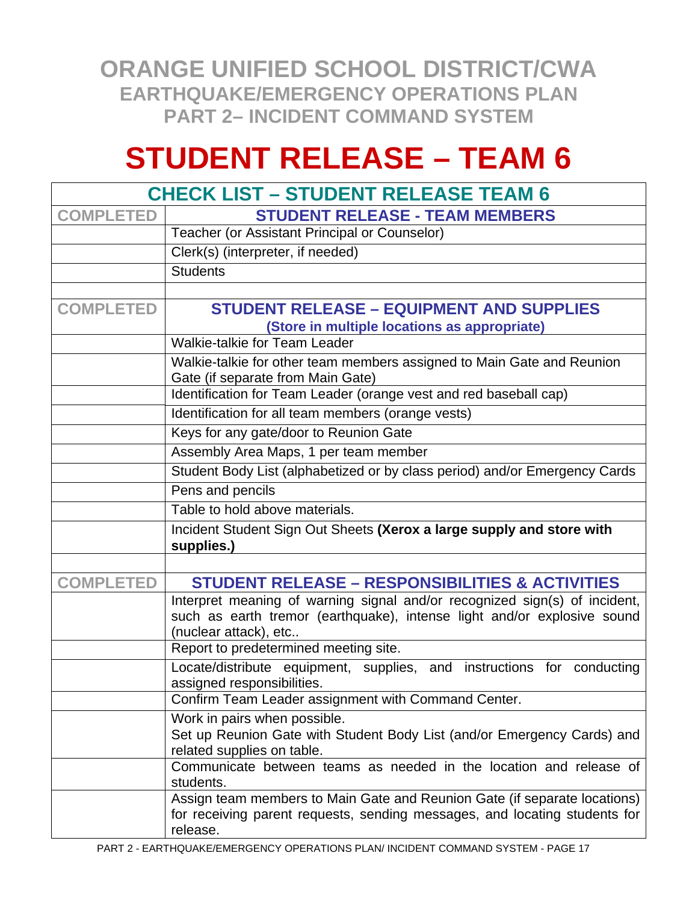# ORANGE UNIFIED SCHOOL DISTRICT/CWA
## EARTHQUAKE/EMERGENCY OPERATIONS PLAN
## PART 2– INCIDENT COMMAND SYSTEM

# STUDENT RELEASE – TEAM 6

| CHECK LIST – STUDENT RELEASE TEAM 6 | |
|---|---|
| **COMPLETED** | **STUDENT RELEASE - TEAM MEMBERS** |
| | Teacher (or Assistant Principal or Counselor) |
| | Clerk(s) (interpreter, if needed) |
| | Students |
| | |
| **COMPLETED** | **STUDENT RELEASE – EQUIPMENT AND SUPPLIES (Store in multiple locations as appropriate)** |
| | Walkie-talkie for Team Leader |
| | Walkie-talkie for other team members assigned to Main Gate and Reunion Gate (if separate from Main Gate) |
| | Identification for Team Leader (orange vest and red baseball cap) |
| | Identification for all team members (orange vests) |
| | Keys for any gate/door to Reunion Gate |
| | Assembly Area Maps, 1 per team member |
| | Student Body List (alphabetized or by class period) and/or Emergency Cards |
| | Pens and pencils |
| | Table to hold above materials. |
| | Incident Student Sign Out Sheets **(Xerox a large supply and store with supplies.)** |
| | |
| **COMPLETED** | **STUDENT RELEASE – RESPONSIBILITIES & ACTIVITIES** |
| | Interpret meaning of warning signal and/or recognized sign(s) of incident, such as earth tremor (earthquake), intense light and/or explosive sound (nuclear attack), etc.. |
| | Report to predetermined meeting site. |
| | Locate/distribute equipment, supplies, and instructions for conducting assigned responsibilities. |
| | Confirm Team Leader assignment with Command Center. |
| | Work in pairs when possible. Set up Reunion Gate with Student Body List (and/or Emergency Cards) and related supplies on table. |
| | Communicate between teams as needed in the location and release of students. |
| | Assign team members to Main Gate and Reunion Gate (if separate locations) for receiving parent requests, sending messages, and locating students for release. |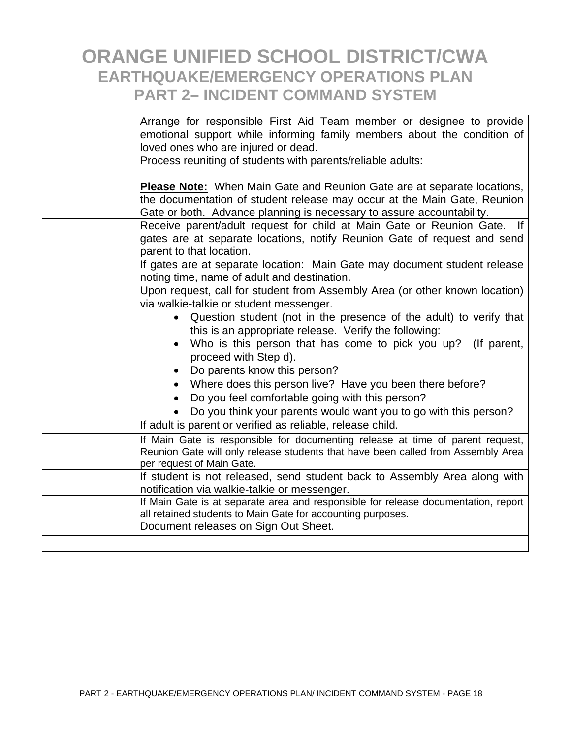# ORANGE UNIFIED SCHOOL DISTRICT/CWA
## EARTHQUAKE/EMERGENCY OPERATIONS PLAN
## PART 2– INCIDENT COMMAND SYSTEM

| | |
|---|---|
| | Arrange for responsible First Aid Team member or designee to provide emotional support while informing family members about the condition of loved ones who are injured or dead. |
| | Process reuniting of students with parents/reliable adults:<br><br>**Please Note:** When Main Gate and Reunion Gate are at separate locations, the documentation of student release may occur at the Main Gate, Reunion Gate or both. Advance planning is necessary to assure accountability. |
| | Receive parent/adult request for child at Main Gate or Reunion Gate. If gates are at separate locations, notify Reunion Gate of request and send parent to that location. |
| | If gates are at separate location: Main Gate may document student release noting time, name of adult and destination. |
| | Upon request, call for student from Assembly Area (or other known location) via walkie-talkie or student messenger.<br>• Question student (not in the presence of the adult) to verify that this is an appropriate release. Verify the following:<br>• Who is this person that has come to pick you up? (If parent, proceed with Step d).<br>• Do parents know this person?<br>• Where does this person live? Have you been there before?<br>• Do you feel comfortable going with this person?<br>• Do you think your parents would want you to go with this person? |
| | If adult is parent or verified as reliable, release child. |
| | If Main Gate is responsible for documenting release at time of parent request, Reunion Gate will only release students that have been called from Assembly Area per request of Main Gate. |
| | If student is not released, send student back to Assembly Area along with notification via walkie-talkie or messenger. |
| | If Main Gate is at separate area and responsible for release documentation, report all retained students to Main Gate for accounting purposes. |
| | Document releases on Sign Out Sheet. |
| | |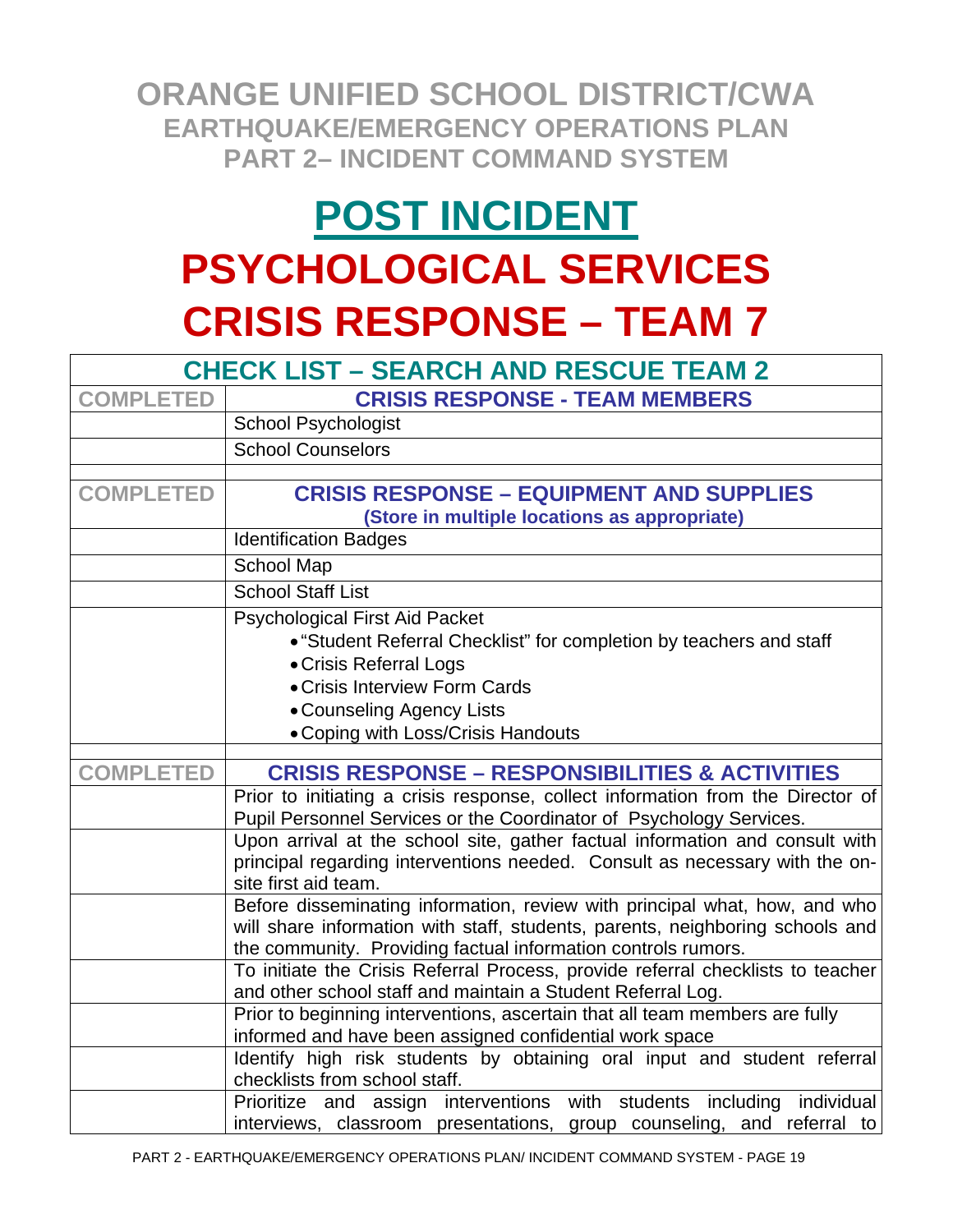# ORANGE UNIFIED SCHOOL DISTRICT/CWA
## EARTHQUAKE/EMERGENCY OPERATIONS PLAN
## PART 2– INCIDENT COMMAND SYSTEM

# POST INCIDENT
# PSYCHOLOGICAL SERVICES
# CRISIS RESPONSE – TEAM 7

| CHECK LIST – SEARCH AND RESCUE TEAM 2 | |
|---|---|
| **COMPLETED** | **CRISIS RESPONSE - TEAM MEMBERS** |
| | School Psychologist |
| | School Counselors |
| | |
| **COMPLETED** | **CRISIS RESPONSE – EQUIPMENT AND SUPPLIES** (Store in multiple locations as appropriate) |
| | Identification Badges |
| | School Map |
| | School Staff List |
| | Psychological First Aid Packet<br>• "Student Referral Checklist" for completion by teachers and staff<br>• Crisis Referral Logs<br>• Crisis Interview Form Cards<br>• Counseling Agency Lists<br>• Coping with Loss/Crisis Handouts |
| | |
| **COMPLETED** | **CRISIS RESPONSE – RESPONSIBILITIES & ACTIVITIES** |
| | Prior to initiating a crisis response, collect information from the Director of Pupil Personnel Services or the Coordinator of Psychology Services. |
| | Upon arrival at the school site, gather factual information and consult with principal regarding interventions needed. Consult as necessary with the on-site first aid team. |
| | Before disseminating information, review with principal what, how, and who will share information with staff, students, parents, neighboring schools and the community. Providing factual information controls rumors. |
| | To initiate the Crisis Referral Process, provide referral checklists to teacher and other school staff and maintain a Student Referral Log. |
| | Prior to beginning interventions, ascertain that all team members are fully informed and have been assigned confidential work space |
| | Identify high risk students by obtaining oral input and student referral checklists from school staff. |
| | Prioritize and assign interventions with students including individual interviews, classroom presentations, group counseling, and referral to |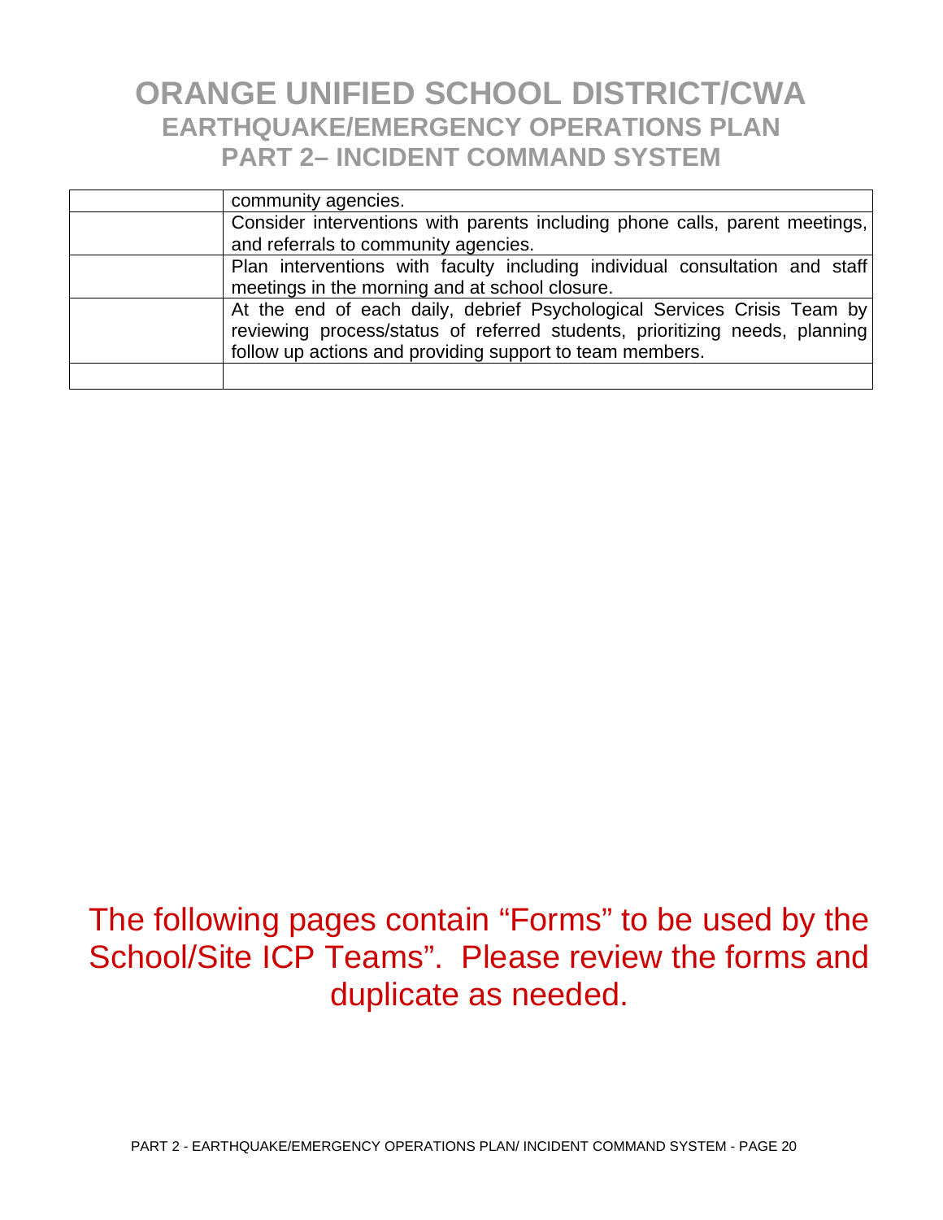| | |
|---|---|
| | community agencies. |
| | Consider interventions with parents including phone calls, parent meetings, and referrals to community agencies. |
| | Plan interventions with faculty including individual consultation and staff meetings in the morning and at school closure. |
| | At the end of each daily, debrief Psychological Services Crisis Team by reviewing process/status of referred students, prioritizing needs, planning follow up actions and providing support to team members. |
| | |

The following pages contain "Forms" to be used by the School/Site ICP Teams". Please review the forms and duplicate as needed.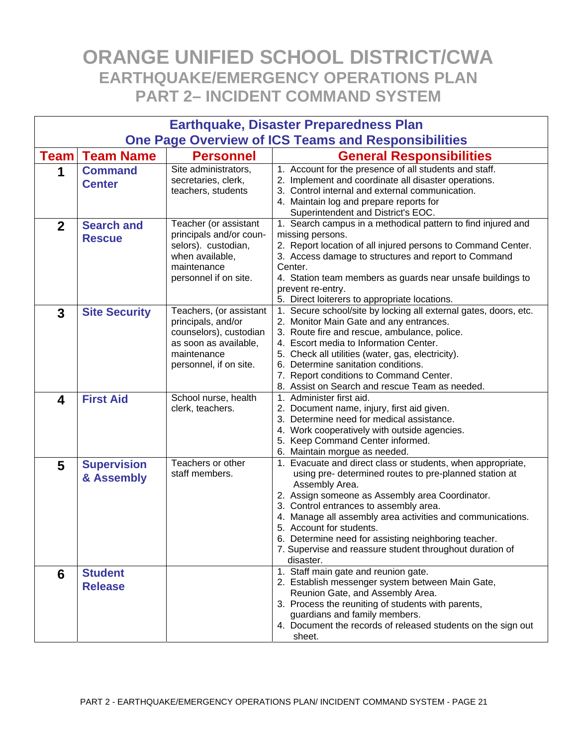# ORANGE UNIFIED SCHOOL DISTRICT/CWA
## EARTHQUAKE/EMERGENCY OPERATIONS PLAN
## PART 2– INCIDENT COMMAND SYSTEM

| Earthquake, Disaster Preparedness Plan<br>One Page Overview of ICS Teams and Responsibilities | | | |
|---|---|---|---|
| **Team** | **Team Name** | **Personnel** | **General Responsibilities** |
| **1** | **Command Center** | Site administrators, secretaries, clerk, teachers, students | 1. Account for the presence of all students and staff.<br>2. Implement and coordinate all disaster operations.<br>3. Control internal and external communication.<br>4. Maintain log and prepare reports for Superintendent and District's EOC. |
| **2** | **Search and Rescue** | Teacher (or assistant principals and/or coun-selors). custodian, when available, maintenance personnel if on site. | 1. Search campus in a methodical pattern to find injured and missing persons.<br>2. Report location of all injured persons to Command Center.<br>3. Access damage to structures and report to Command Center.<br>4. Station team members as guards near unsafe buildings to prevent re-entry.<br>5. Direct loiterers to appropriate locations. |
| **3** | **Site Security** | Teachers, (or assistant principals, and/or counselors), custodian as soon as available, maintenance personnel, if on site. | 1. Secure school/site by locking all external gates, doors, etc.<br>2. Monitor Main Gate and any entrances.<br>3. Route fire and rescue, ambulance, police.<br>4. Escort media to Information Center.<br>5. Check all utilities (water, gas, electricity).<br>6. Determine sanitation conditions.<br>7. Report conditions to Command Center.<br>8. Assist on Search and rescue Team as needed. |
| **4** | **First Aid** | School nurse, health clerk, teachers. | 1. Administer first aid.<br>2. Document name, injury, first aid given.<br>3. Determine need for medical assistance.<br>4. Work cooperatively with outside agencies.<br>5. Keep Command Center informed.<br>6. Maintain morgue as needed. |
| **5** | **Supervision & Assembly** | Teachers or other staff members. | 1. Evacuate and direct class or students, when appropriate, using pre- determined routes to pre-planned station at Assembly Area.<br>2. Assign someone as Assembly area Coordinator.<br>3. Control entrances to assembly area.<br>4. Manage all assembly area activities and communications.<br>5. Account for students.<br>6. Determine need for assisting neighboring teacher.<br>7. Supervise and reassure student throughout duration of disaster. |
| **6** | **Student Release** | | 1. Staff main gate and reunion gate.<br>2. Establish messenger system between Main Gate, Reunion Gate, and Assembly Area.<br>3. Process the reuniting of students with parents, guardians and family members.<br>4. Document the records of released students on the sign out sheet. |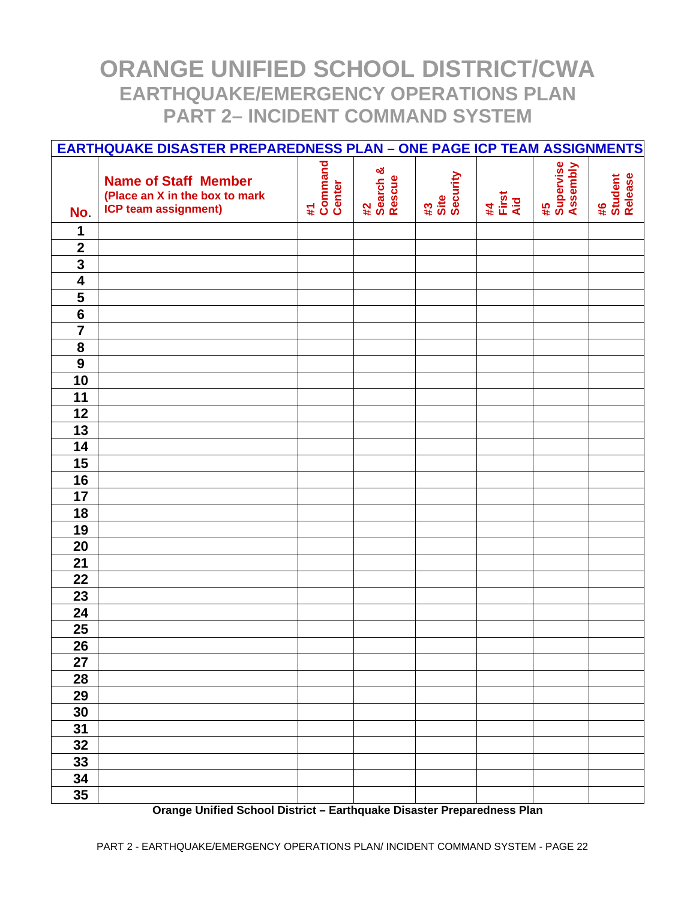# ORANGE UNIFIED SCHOOL DISTRICT/CWA
## EARTHQUAKE/EMERGENCY OPERATIONS PLAN
## PART 2– INCIDENT COMMAND SYSTEM

**EARTHQUAKE DISASTER PREPAREDNESS PLAN – ONE PAGE ICP TEAM ASSIGNMENTS**

| No. | Name of Staff Member (Place an X in the box to mark ICP team assignment) | #1 Command Center | #2 Search & Rescue | #3 Site Security | #4 First Aid | #5 Supervise Assembly | #6 Student Release |
|---|---|---|---|---|---|---|---|
| 1 | | | | | | | |
| 2 | | | | | | | |
| 3 | | | | | | | |
| 4 | | | | | | | |
| 5 | | | | | | | |
| 6 | | | | | | | |
| 7 | | | | | | | |
| 8 | | | | | | | |
| 9 | | | | | | | |
| 10 | | | | | | | |
| 11 | | | | | | | |
| 12 | | | | | | | |
| 13 | | | | | | | |
| 14 | | | | | | | |
| 15 | | | | | | | |
| 16 | | | | | | | |
| 17 | | | | | | | |
| 18 | | | | | | | |
| 19 | | | | | | | |
| 20 | | | | | | | |
| 21 | | | | | | | |
| 22 | | | | | | | |
| 23 | | | | | | | |
| 24 | | | | | | | |
| 25 | | | | | | | |
| 26 | | | | | | | |
| 27 | | | | | | | |
| 28 | | | | | | | |
| 29 | | | | | | | |
| 30 | | | | | | | |
| 31 | | | | | | | |
| 32 | | | | | | | |
| 33 | | | | | | | |
| 34 | | | | | | | |
| 35 | | | | | | | |

**Orange Unified School District – Earthquake Disaster Preparedness Plan**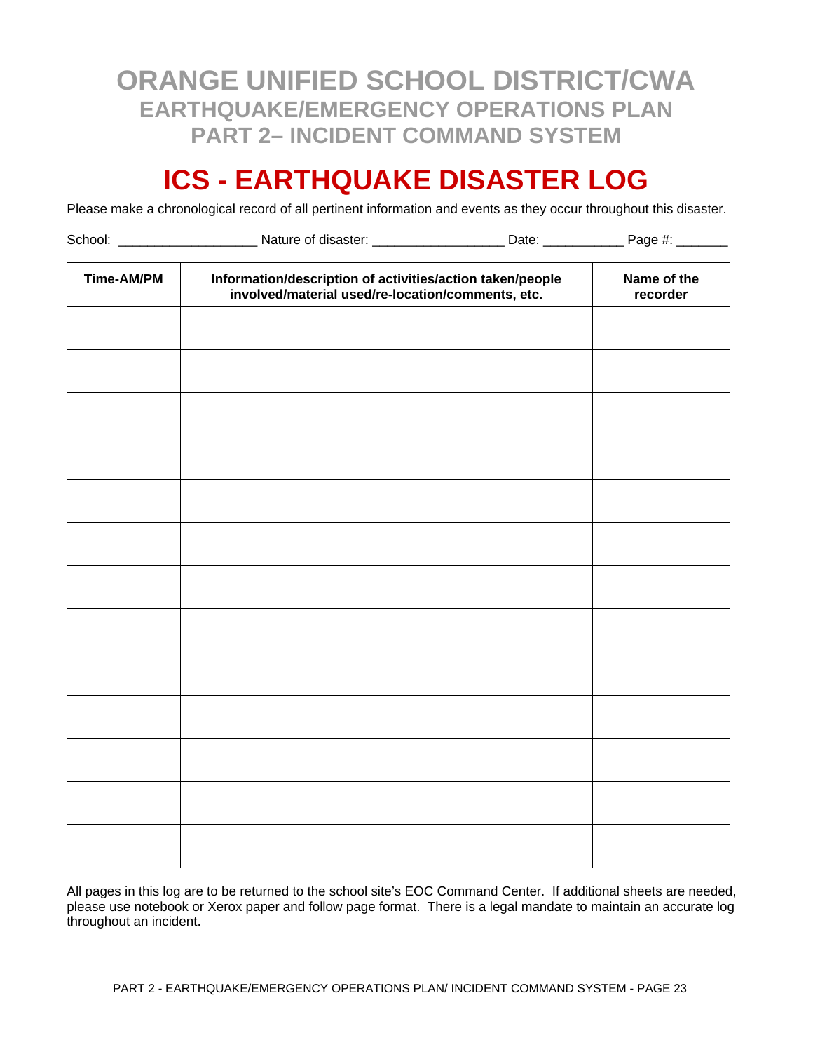# ORANGE UNIFIED SCHOOL DISTRICT/CWA
## EARTHQUAKE/EMERGENCY OPERATIONS PLAN
## PART 2– INCIDENT COMMAND SYSTEM

# ICS - EARTHQUAKE DISASTER LOG

Please make a chronological record of all pertinent information and events as they occur throughout this disaster.

School: ___________________ Nature of disaster: _________________ Date: __________ Page #: _______

| Time-AM/PM | Information/description of activities/action taken/people involved/material used/re-location/comments, etc. | Name of the recorder |
|---|---|---|
| | | |
| | | |
| | | |
| | | |
| | | |
| | | |
| | | |
| | | |
| | | |
| | | |
| | | |
| | | |
| | | |

All pages in this log are to be returned to the school site's EOC Command Center. If additional sheets are needed, please use notebook or Xerox paper and follow page format. There is a legal mandate to maintain an accurate log throughout an incident.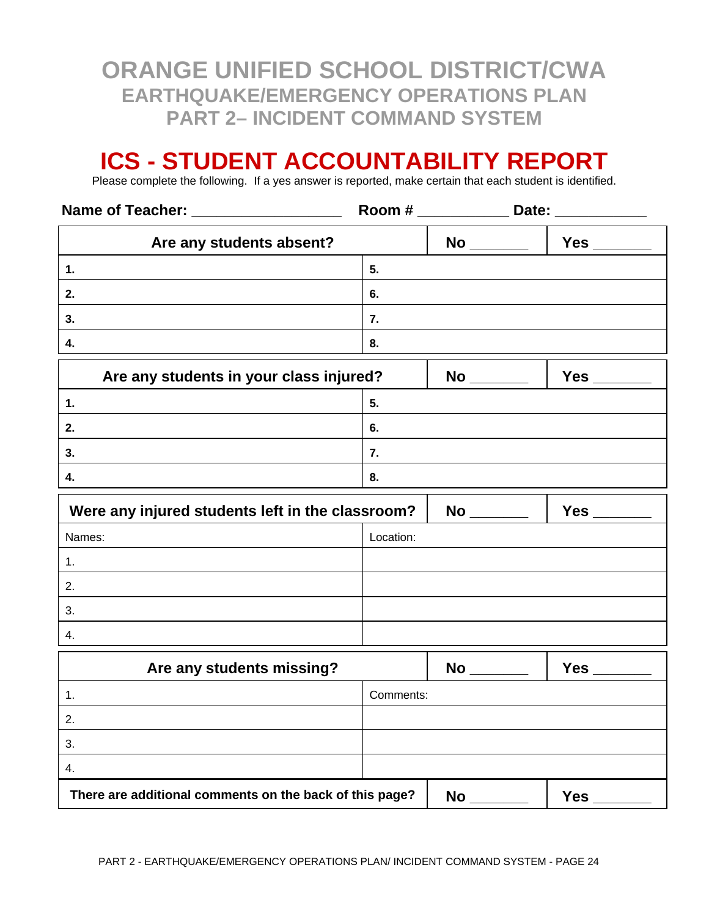# ORANGE UNIFIED SCHOOL DISTRICT/CWA
## EARTHQUAKE/EMERGENCY OPERATIONS PLAN
## PART 2– INCIDENT COMMAND SYSTEM

# ICS - STUDENT ACCOUNTABILITY REPORT

Please complete the following. If a yes answer is reported, make certain that each student is identified.

**Name of Teacher:** ________________ **Room #** __________ **Date:** __________

| **Are any students absent?** | | **No** _______ | **Yes** _______ |
|---|---|---|---|
| **1.** | **5.** | | |
| **2.** | **6.** | | |
| **3.** | **7.** | | |
| **4.** | **8.** | | |

| **Are any students in your class injured?** | | **No** _______ | **Yes** _______ |
|---|---|---|---|
| **1.** | **5.** | | |
| **2.** | **6.** | | |
| **3.** | **7.** | | |
| **4.** | **8.** | | |

| **Were any injured students left in the classroom?** | | **No** _______ | **Yes** _______ |
|---|---|---|---|
| Names: | Location: | | |
| 1. | | | |
| 2. | | | |
| 3. | | | |
| 4. | | | |

| **Are any students missing?** | | **No** _______ | **Yes** _______ |
|---|---|---|---|
| 1. | Comments: | | |
| 2. | | | |
| 3. | | | |
| 4. | | | |

| **There are additional comments on the back of this page?** | **No** _______ | **Yes** _______ |
|---|---|---|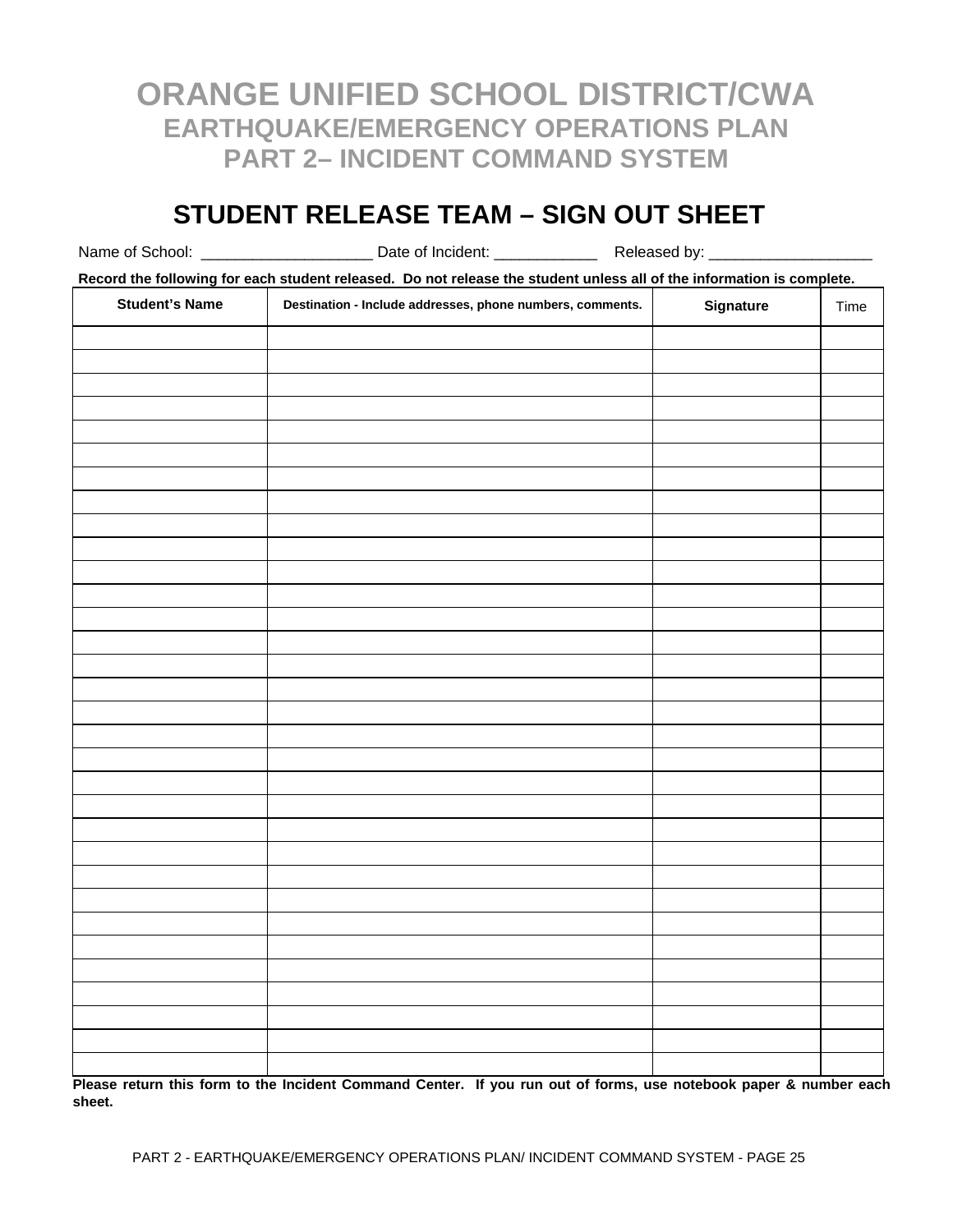# ORANGE UNIFIED SCHOOL DISTRICT/CWA
## EARTHQUAKE/EMERGENCY OPERATIONS PLAN
## PART 2– INCIDENT COMMAND SYSTEM

## STUDENT RELEASE TEAM – SIGN OUT SHEET

Name of School: ___________________ Date of Incident: ____________ Released by: ___________________

**Record the following for each student released. Do not release the student unless all of the information is complete.**

| **Student's Name** | **Destination - Include addresses, phone numbers, comments.** | **Signature** | Time |
|---|---|---|---|
| | | | |
| | | | |
| | | | |
| | | | |
| | | | |
| | | | |
| | | | |
| | | | |
| | | | |
| | | | |
| | | | |
| | | | |
| | | | |
| | | | |
| | | | |
| | | | |
| | | | |
| | | | |
| | | | |
| | | | |
| | | | |
| | | | |
| | | | |
| | | | |
| | | | |
| | | | |
| | | | |
| | | | |
| | | | |
| | | | |
| | | | |
| | | | |

**Please return this form to the Incident Command Center. If you run out of forms, use notebook paper & number each sheet.**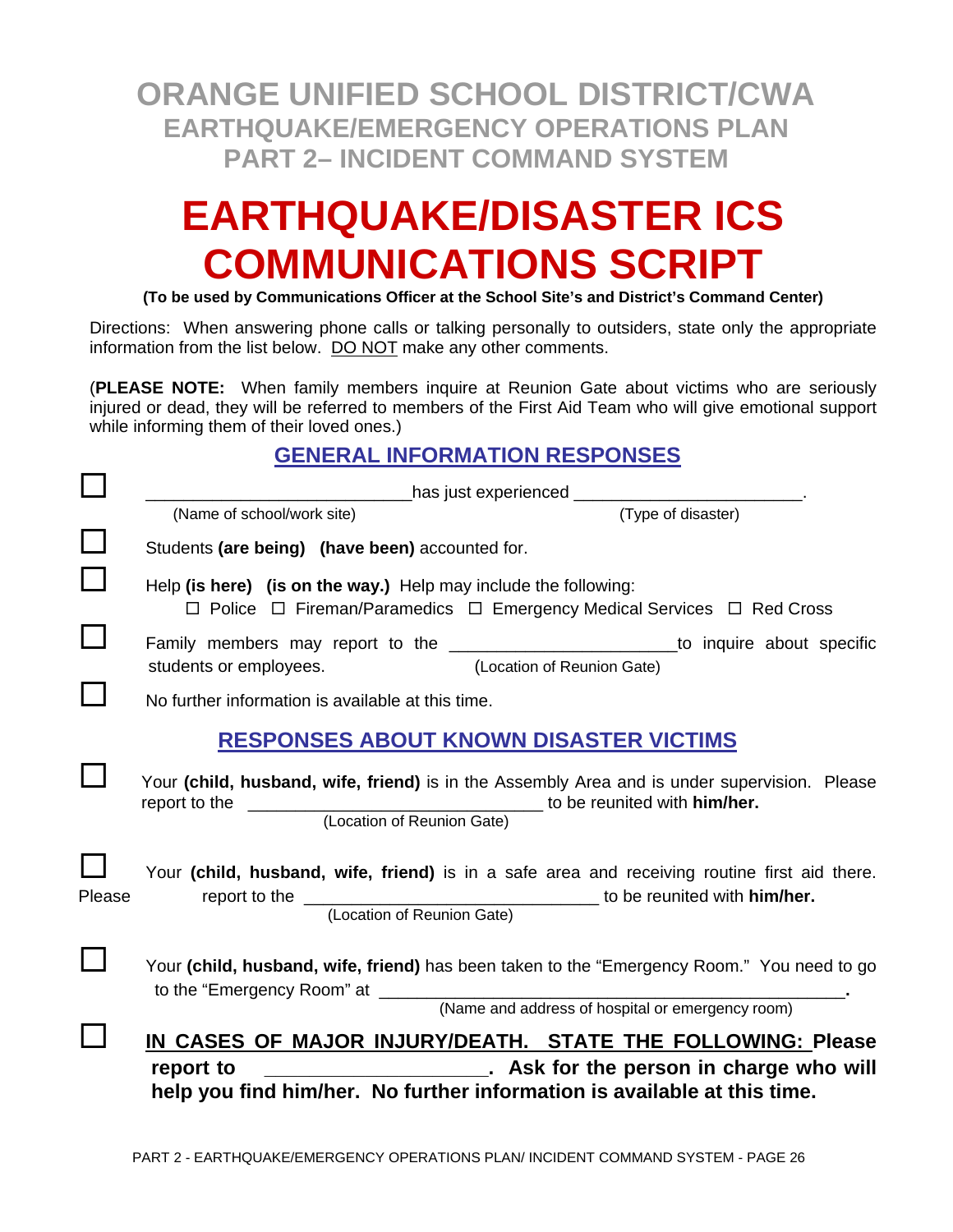# ORANGE UNIFIED SCHOOL DISTRICT/CWA
## EARTHQUAKE/EMERGENCY OPERATIONS PLAN
## PART 2– INCIDENT COMMAND SYSTEM

# EARTHQUAKE/DISASTER ICS COMMUNICATIONS SCRIPT

**(To be used by Communications Officer at the School Site's and District's Command Center)**

Directions: When answering phone calls or talking personally to outsiders, state only the appropriate information from the list below. DO NOT make any other comments.

(**PLEASE NOTE:** When family members inquire at Reunion Gate about victims who are seriously injured or dead, they will be referred to members of the First Aid Team who will give emotional support while informing them of their loved ones.)

## GENERAL INFORMATION RESPONSES

☐ ___________________________ has just experienced ________________________.
(Name of school/work site) (Type of disaster)

☐ Students **(are being)** **(have been)** accounted for.

☐ Help **(is here)** **(is on the way.)** Help may include the following:
☐ Police ☐ Fireman/Paramedics ☐ Emergency Medical Services ☐ Red Cross

☐ Family members may report to the _______________________ to inquire about specific students or employees.
(Location of Reunion Gate)

☐ No further information is available at this time.

## RESPONSES ABOUT KNOWN DISASTER VICTIMS

☐ Your **(child, husband, wife, friend)** is in the Assembly Area and is under supervision. Please report to the ________________________________ to be reunited with **him/her.**
(Location of Reunion Gate)

☐ Your **(child, husband, wife, friend)** is in a safe area and receiving routine first aid there. Please report to the ________________________________ to be reunited with **him/her.**
(Location of Reunion Gate)

☐ Your **(child, husband, wife, friend)** has been taken to the "Emergency Room." You need to go to the "Emergency Room" at ________________________________________________.
(Name and address of hospital or emergency room)

☐ **IN CASES OF MAJOR INJURY/DEATH. STATE THE FOLLOWING: Please report to _____________________. Ask for the person in charge who will help you find him/her. No further information is available at this time.**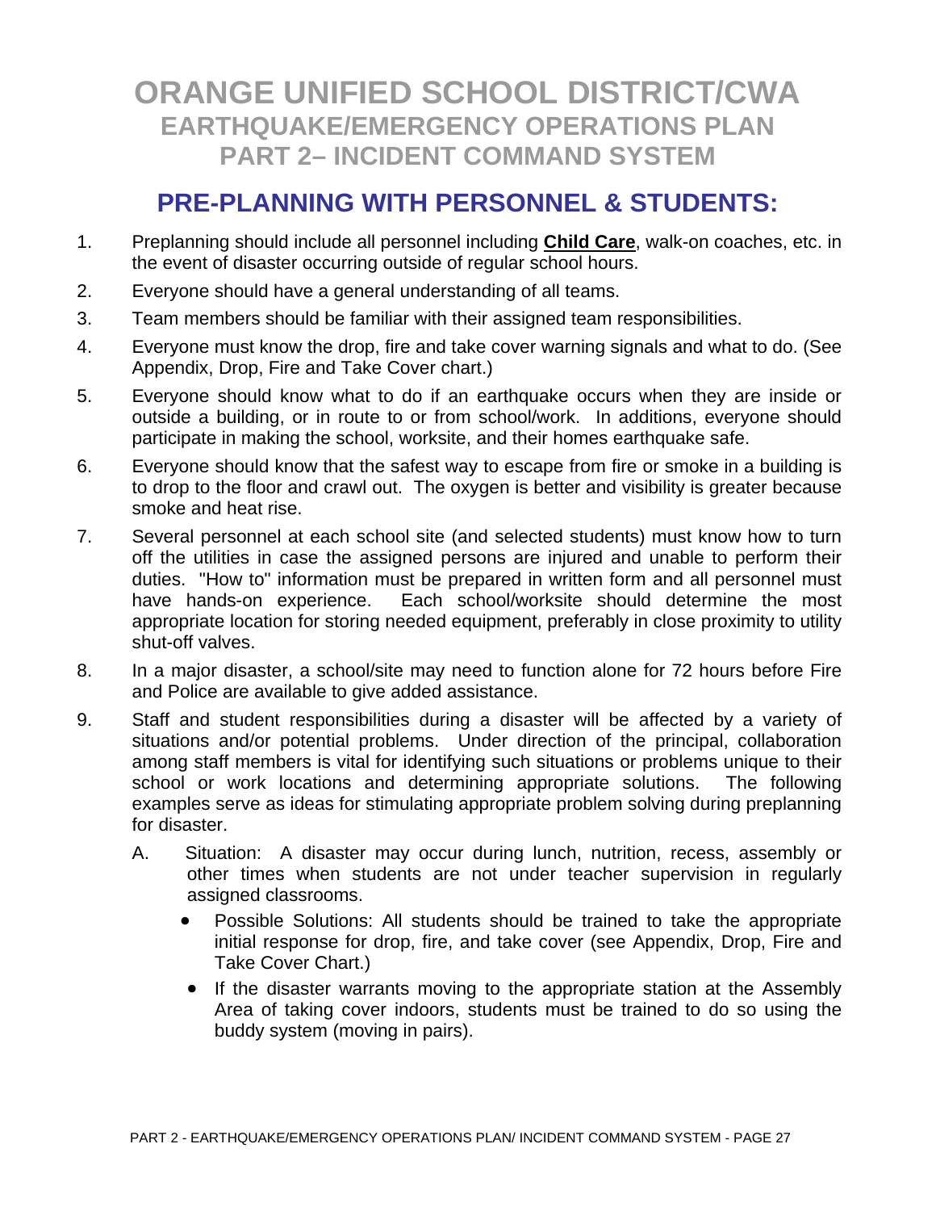# ORANGE UNIFIED SCHOOL DISTRICT/CWA
## EARTHQUAKE/EMERGENCY OPERATIONS PLAN
## PART 2– INCIDENT COMMAND SYSTEM

## PRE-PLANNING WITH PERSONNEL & STUDENTS:

1. Preplanning should include all personnel including **Child Care**, walk-on coaches, etc. in the event of disaster occurring outside of regular school hours.
2. Everyone should have a general understanding of all teams.
3. Team members should be familiar with their assigned team responsibilities.
4. Everyone must know the drop, fire and take cover warning signals and what to do. (See Appendix, Drop, Fire and Take Cover chart.)
5. Everyone should know what to do if an earthquake occurs when they are inside or outside a building, or in route to or from school/work. In additions, everyone should participate in making the school, worksite, and their homes earthquake safe.
6. Everyone should know that the safest way to escape from fire or smoke in a building is to drop to the floor and crawl out. The oxygen is better and visibility is greater because smoke and heat rise.
7. Several personnel at each school site (and selected students) must know how to turn off the utilities in case the assigned persons are injured and unable to perform their duties. "How to" information must be prepared in written form and all personnel must have hands-on experience. Each school/worksite should determine the most appropriate location for storing needed equipment, preferably in close proximity to utility shut-off valves.
8. In a major disaster, a school/site may need to function alone for 72 hours before Fire and Police are available to give added assistance.
9. Staff and student responsibilities during a disaster will be affected by a variety of situations and/or potential problems. Under direction of the principal, collaboration among staff members is vital for identifying such situations or problems unique to their school or work locations and determining appropriate solutions. The following examples serve as ideas for stimulating appropriate problem solving during preplanning for disaster.
   - A. Situation: A disaster may occur during lunch, nutrition, recess, assembly or other times when students are not under teacher supervision in regularly assigned classrooms.
     - Possible Solutions: All students should be trained to take the appropriate initial response for drop, fire, and take cover (see Appendix, Drop, Fire and Take Cover Chart.)
     - If the disaster warrants moving to the appropriate station at the Assembly Area of taking cover indoors, students must be trained to do so using the buddy system (moving in pairs).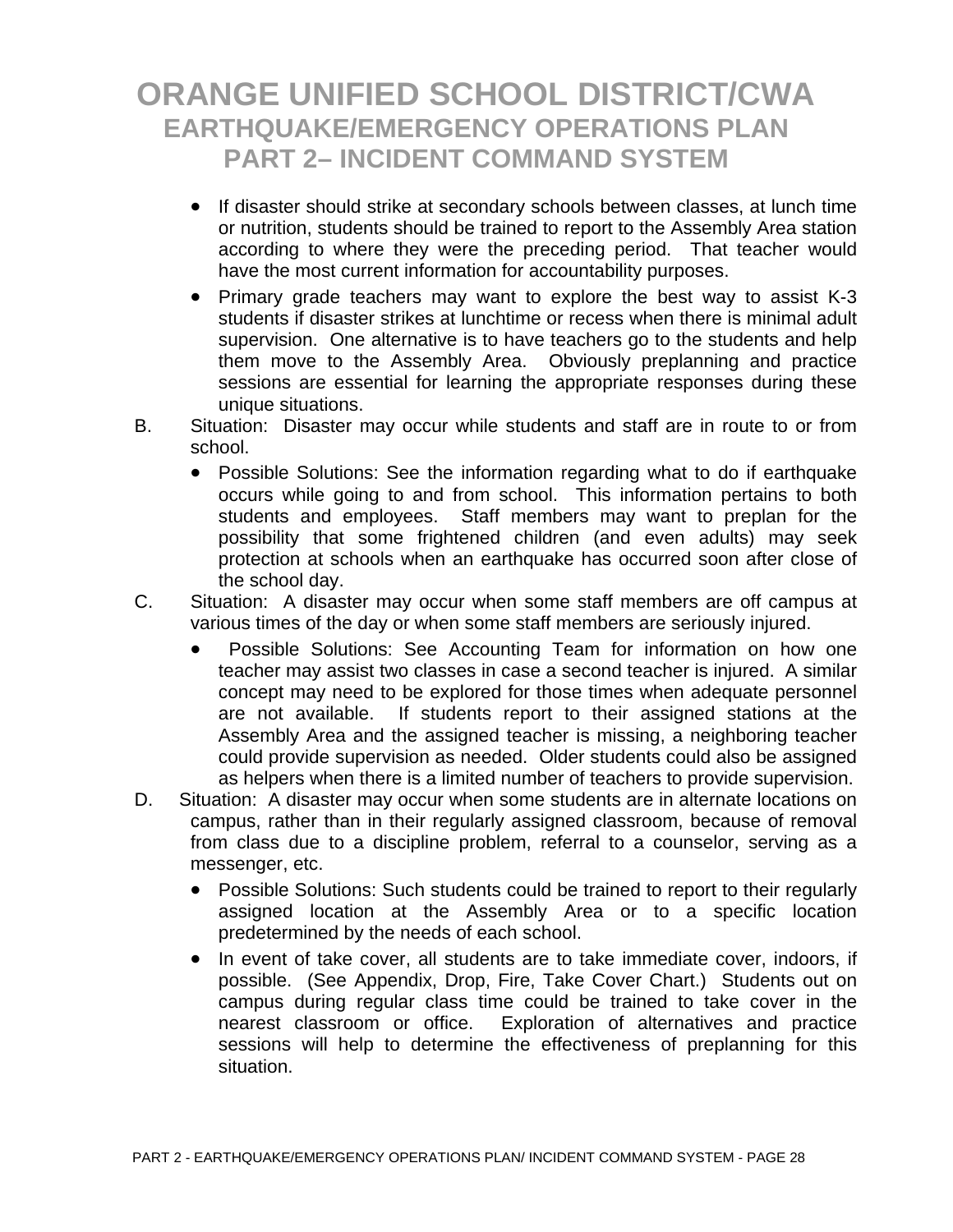- If disaster should strike at secondary schools between classes, at lunch time or nutrition, students should be trained to report to the Assembly Area station according to where they were the preceding period. That teacher would have the most current information for accountability purposes.
- Primary grade teachers may want to explore the best way to assist K-3 students if disaster strikes at lunchtime or recess when there is minimal adult supervision. One alternative is to have teachers go to the students and help them move to the Assembly Area. Obviously preplanning and practice sessions are essential for learning the appropriate responses during these unique situations.

B. Situation: Disaster may occur while students and staff are in route to or from school.

- Possible Solutions: See the information regarding what to do if earthquake occurs while going to and from school. This information pertains to both students and employees. Staff members may want to preplan for the possibility that some frightened children (and even adults) may seek protection at schools when an earthquake has occurred soon after close of the school day.

C. Situation: A disaster may occur when some staff members are off campus at various times of the day or when some staff members are seriously injured.

- Possible Solutions: See Accounting Team for information on how one teacher may assist two classes in case a second teacher is injured. A similar concept may need to be explored for those times when adequate personnel are not available. If students report to their assigned stations at the Assembly Area and the assigned teacher is missing, a neighboring teacher could provide supervision as needed. Older students could also be assigned as helpers when there is a limited number of teachers to provide supervision.

D. Situation: A disaster may occur when some students are in alternate locations on campus, rather than in their regularly assigned classroom, because of removal from class due to a discipline problem, referral to a counselor, serving as a messenger, etc.

- Possible Solutions: Such students could be trained to report to their regularly assigned location at the Assembly Area or to a specific location predetermined by the needs of each school.
- In event of take cover, all students are to take immediate cover, indoors, if possible. (See Appendix, Drop, Fire, Take Cover Chart.) Students out on campus during regular class time could be trained to take cover in the nearest classroom or office. Exploration of alternatives and practice sessions will help to determine the effectiveness of preplanning for this situation.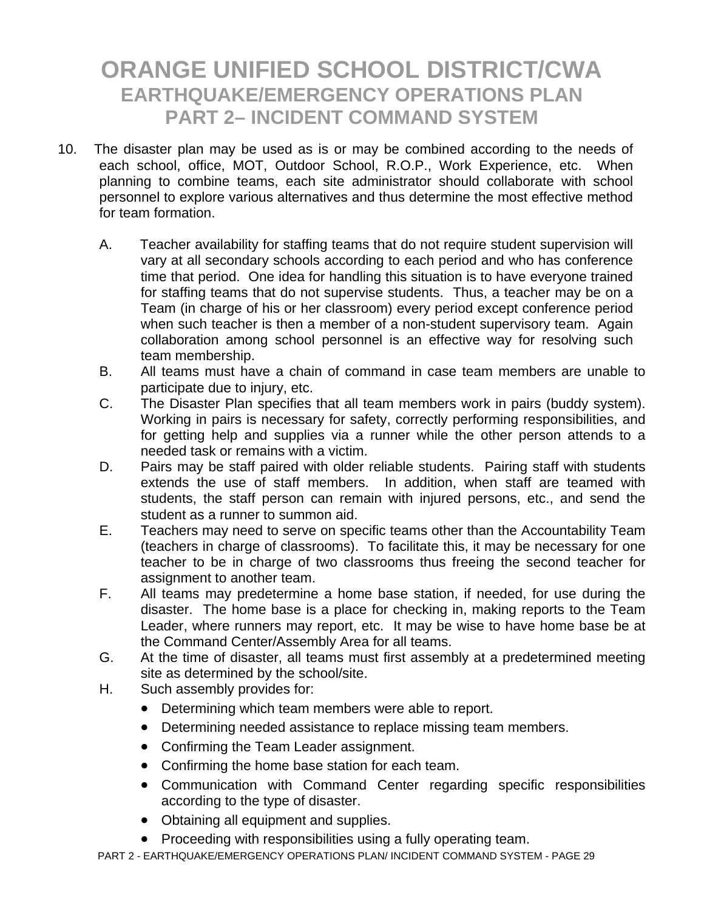# ORANGE UNIFIED SCHOOL DISTRICT/CWA
## EARTHQUAKE/EMERGENCY OPERATIONS PLAN
## PART 2– INCIDENT COMMAND SYSTEM

10. The disaster plan may be used as is or may be combined according to the needs of each school, office, MOT, Outdoor School, R.O.P., Work Experience, etc. When planning to combine teams, each site administrator should collaborate with school personnel to explore various alternatives and thus determine the most effective method for team formation.

    A. Teacher availability for staffing teams that do not require student supervision will vary at all secondary schools according to each period and who has conference time that period. One idea for handling this situation is to have everyone trained for staffing teams that do not supervise students. Thus, a teacher may be on a Team (in charge of his or her classroom) every period except conference period when such teacher is then a member of a non-student supervisory team. Again collaboration among school personnel is an effective way for resolving such team membership.
    
    B. All teams must have a chain of command in case team members are unable to participate due to injury, etc.
    
    C. The Disaster Plan specifies that all team members work in pairs (buddy system). Working in pairs is necessary for safety, correctly performing responsibilities, and for getting help and supplies via a runner while the other person attends to a needed task or remains with a victim.
    
    D. Pairs may be staff paired with older reliable students. Pairing staff with students extends the use of staff members. In addition, when staff are teamed with students, the staff person can remain with injured persons, etc., and send the student as a runner to summon aid.
    
    E. Teachers may need to serve on specific teams other than the Accountability Team (teachers in charge of classrooms). To facilitate this, it may be necessary for one teacher to be in charge of two classrooms thus freeing the second teacher for assignment to another team.
    
    F. All teams may predetermine a home base station, if needed, for use during the disaster. The home base is a place for checking in, making reports to the Team Leader, where runners may report, etc. It may be wise to have home base be at the Command Center/Assembly Area for all teams.
    
    G. At the time of disaster, all teams must first assembly at a predetermined meeting site as determined by the school/site.
    
    H. Such assembly provides for:
        - Determining which team members were able to report.
        - Determining needed assistance to replace missing team members.
        - Confirming the Team Leader assignment.
        - Confirming the home base station for each team.
        - Communication with Command Center regarding specific responsibilities according to the type of disaster.
        - Obtaining all equipment and supplies.
        - Proceeding with responsibilities using a fully operating team.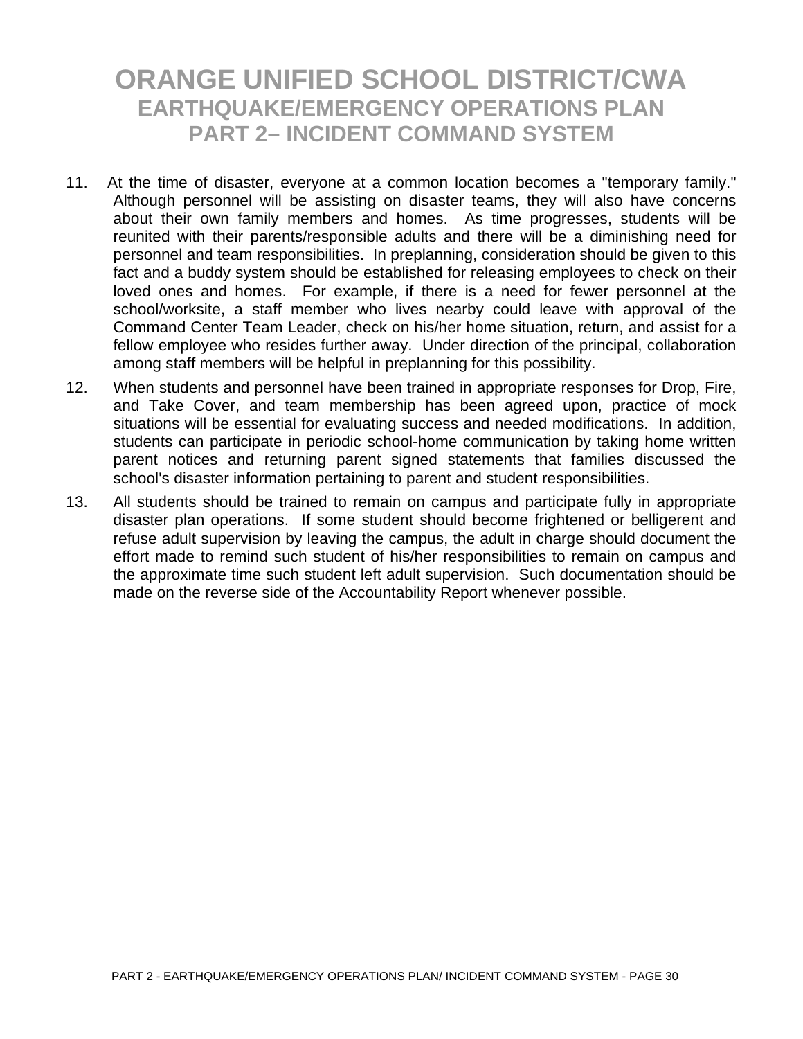11. At the time of disaster, everyone at a common location becomes a "temporary family." Although personnel will be assisting on disaster teams, they will also have concerns about their own family members and homes. As time progresses, students will be reunited with their parents/responsible adults and there will be a diminishing need for personnel and team responsibilities. In preplanning, consideration should be given to this fact and a buddy system should be established for releasing employees to check on their loved ones and homes. For example, if there is a need for fewer personnel at the school/worksite, a staff member who lives nearby could leave with approval of the Command Center Team Leader, check on his/her home situation, return, and assist for a fellow employee who resides further away. Under direction of the principal, collaboration among staff members will be helpful in preplanning for this possibility.

12. When students and personnel have been trained in appropriate responses for Drop, Fire, and Take Cover, and team membership has been agreed upon, practice of mock situations will be essential for evaluating success and needed modifications. In addition, students can participate in periodic school-home communication by taking home written parent notices and returning parent signed statements that families discussed the school's disaster information pertaining to parent and student responsibilities.

13. All students should be trained to remain on campus and participate fully in appropriate disaster plan operations. If some student should become frightened or belligerent and refuse adult supervision by leaving the campus, the adult in charge should document the effort made to remind such student of his/her responsibilities to remain on campus and the approximate time such student left adult supervision. Such documentation should be made on the reverse side of the Accountability Report whenever possible.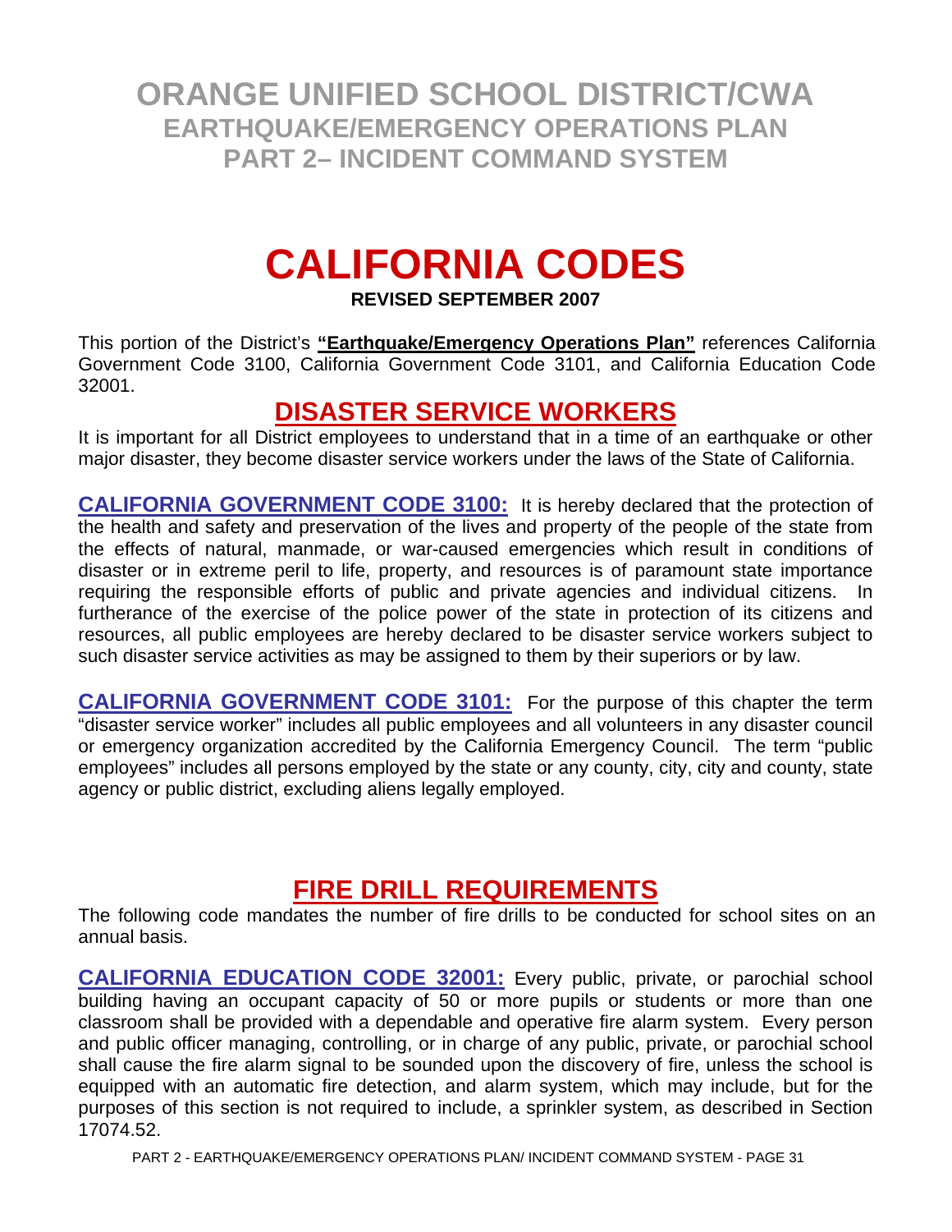# ORANGE UNIFIED SCHOOL DISTRICT/CWA
## EARTHQUAKE/EMERGENCY OPERATIONS PLAN
## PART 2– INCIDENT COMMAND SYSTEM

# CALIFORNIA CODES

**REVISED SEPTEMBER 2007**

This portion of the District's **"Earthquake/Emergency Operations Plan"** references California Government Code 3100, California Government Code 3101, and California Education Code 32001.

## DISASTER SERVICE WORKERS

It is important for all District employees to understand that in a time of an earthquake or other major disaster, they become disaster service workers under the laws of the State of California.

**CALIFORNIA GOVERNMENT CODE 3100:** It is hereby declared that the protection of the health and safety and preservation of the lives and property of the people of the state from the effects of natural, manmade, or war-caused emergencies which result in conditions of disaster or in extreme peril to life, property, and resources is of paramount state importance requiring the responsible efforts of public and private agencies and individual citizens. In furtherance of the exercise of the police power of the state in protection of its citizens and resources, all public employees are hereby declared to be disaster service workers subject to such disaster service activities as may be assigned to them by their superiors or by law.

**CALIFORNIA GOVERNMENT CODE 3101:** For the purpose of this chapter the term "disaster service worker" includes all public employees and all volunteers in any disaster council or emergency organization accredited by the California Emergency Council. The term "public employees" includes all persons employed by the state or any county, city, city and county, state agency or public district, excluding aliens legally employed.

## FIRE DRILL REQUIREMENTS

The following code mandates the number of fire drills to be conducted for school sites on an annual basis.

**CALIFORNIA EDUCATION CODE 32001:** Every public, private, or parochial school building having an occupant capacity of 50 or more pupils or students or more than one classroom shall be provided with a dependable and operative fire alarm system. Every person and public officer managing, controlling, or in charge of any public, private, or parochial school shall cause the fire alarm signal to be sounded upon the discovery of fire, unless the school is equipped with an automatic fire detection, and alarm system, which may include, but for the purposes of this section is not required to include, a sprinkler system, as described in Section 17074.52.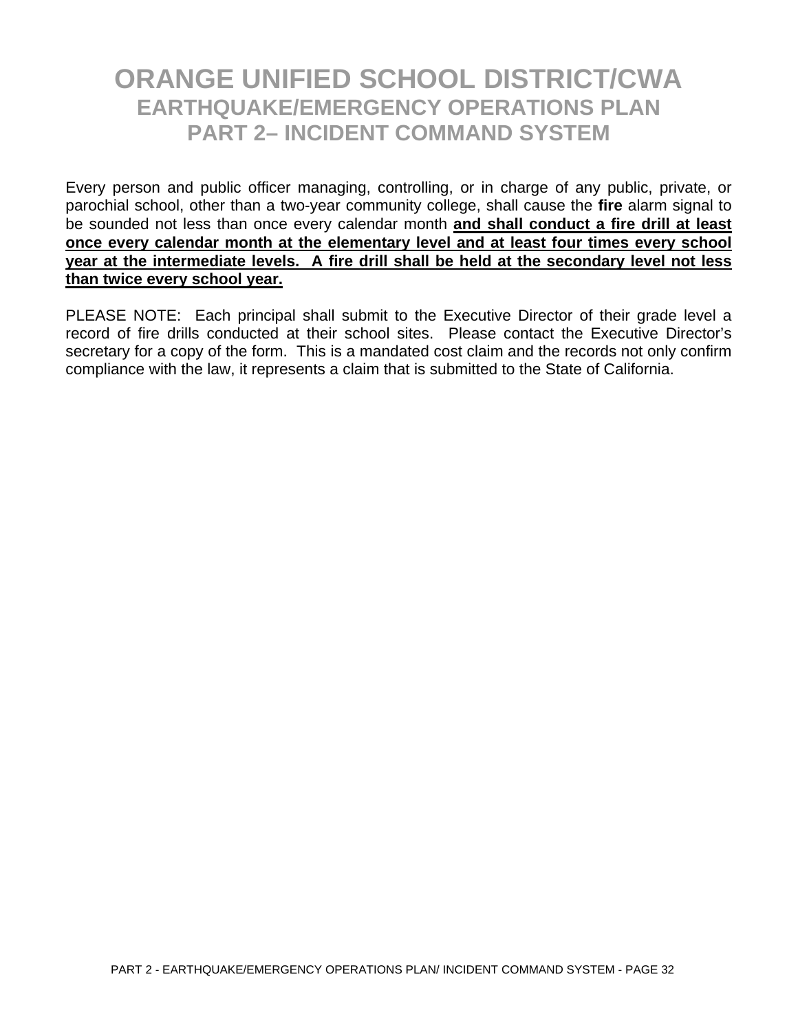# ORANGE UNIFIED SCHOOL DISTRICT/CWA
## EARTHQUAKE/EMERGENCY OPERATIONS PLAN
## PART 2– INCIDENT COMMAND SYSTEM

Every person and public officer managing, controlling, or in charge of any public, private, or parochial school, other than a two-year community college, shall cause the **fire** alarm signal to be sounded not less than once every calendar month **and shall conduct a fire drill at least once every calendar month at the elementary level and at least four times every school year at the intermediate levels. A fire drill shall be held at the secondary level not less than twice every school year.**

PLEASE NOTE: Each principal shall submit to the Executive Director of their grade level a record of fire drills conducted at their school sites. Please contact the Executive Director's secretary for a copy of the form. This is a mandated cost claim and the records not only confirm compliance with the law, it represents a claim that is submitted to the State of California.